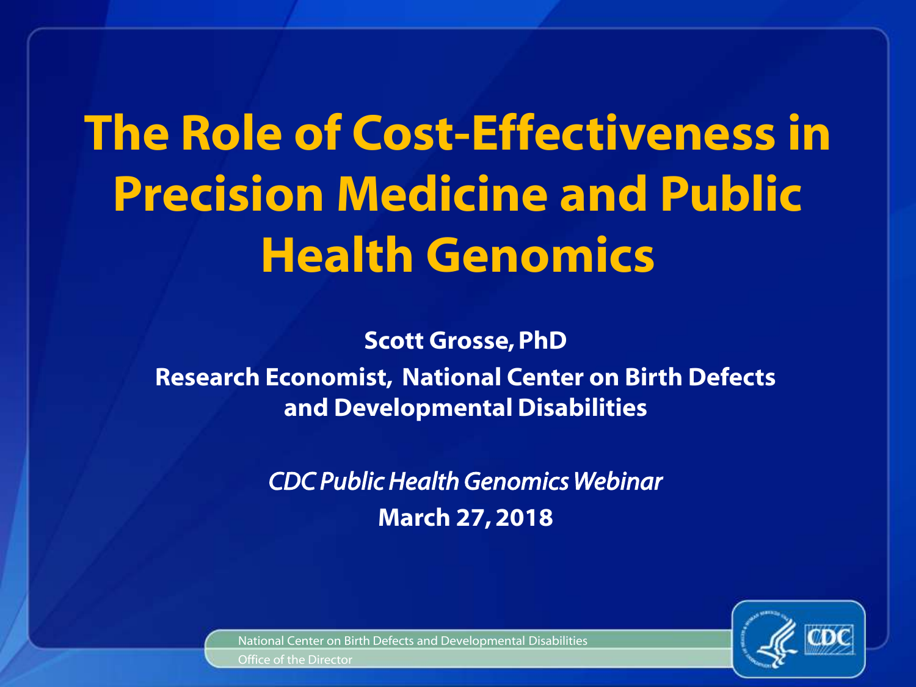# The Role of Cost-Effectiveness in Precision Medicine and Public Health Genomics

**Scott Grosse, PhD**

**Research Economist, National Center on Birth Defects and Developmental Disabilities**

*CDC Public Health Genomics Webinar*

**March 27, 2018**

National Center on Birth Defects and Developmental Disabilities

Office of the Director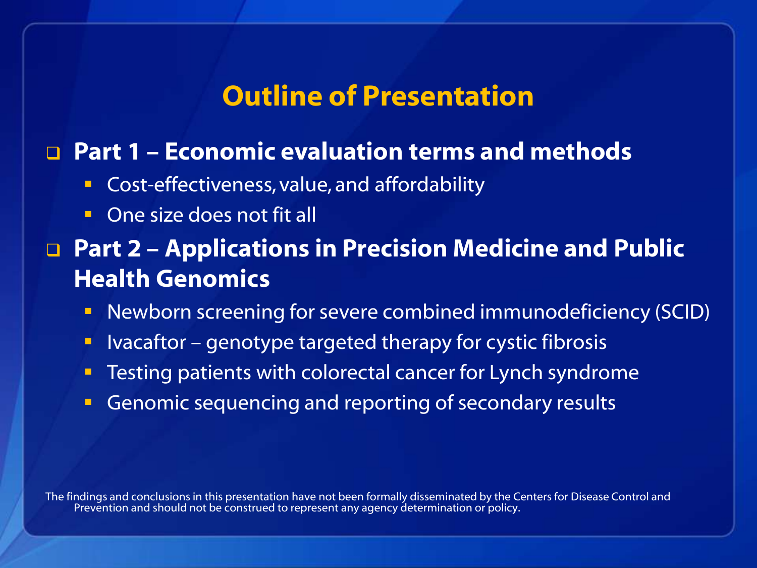# Outline of Presentation

- **Part 1 – Economic evaluation terms and methods**
  - Cost-effectiveness, value, and affordability
  - One size does not fit all
- **Part 2 – Applications in Precision Medicine and Public Health Genomics**
  - Newborn screening for severe combined immunodeficiency (SCID)
  - Ivacaftor – genotype targeted therapy for cystic fibrosis
  - Testing patients with colorectal cancer for Lynch syndrome
  - Genomic sequencing and reporting of secondary results

The findings and conclusions in this presentation have not been formally disseminated by the Centers for Disease Control and Prevention and should not be construed to represent any agency determination or policy.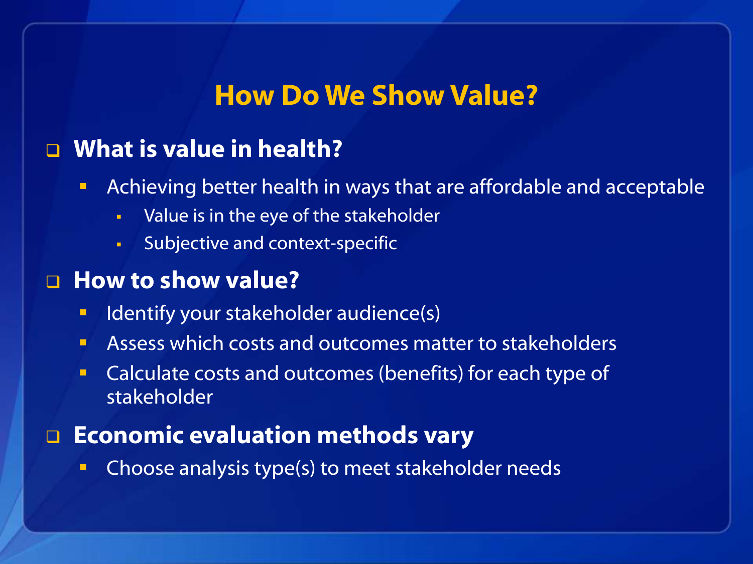# How Do We Show Value?

- **What is value in health?**
  - Achieving better health in ways that are affordable and acceptable
    - Value is in the eye of the stakeholder
    - Subjective and context-specific
- **How to show value?**
  - Identify your stakeholder audience(s)
  - Assess which costs and outcomes matter to stakeholders
  - Calculate costs and outcomes (benefits) for each type of stakeholder
- **Economic evaluation methods vary**
  - Choose analysis type(s) to meet stakeholder needs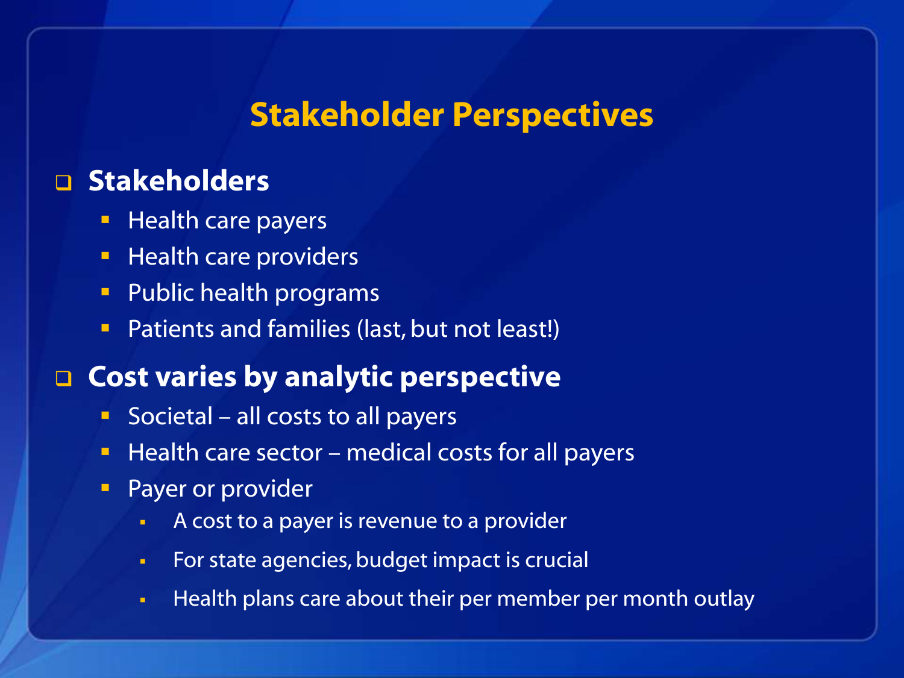# Stakeholder Perspectives

- **Stakeholders**
  - Health care payers
  - Health care providers
  - Public health programs
  - Patients and families (last, but not least!)
- **Cost varies by analytic perspective**
  - Societal – all costs to all payers
  - Health care sector – medical costs for all payers
  - Payer or provider
    - A cost to a payer is revenue to a provider
    - For state agencies, budget impact is crucial
    - Health plans care about their per member per month outlay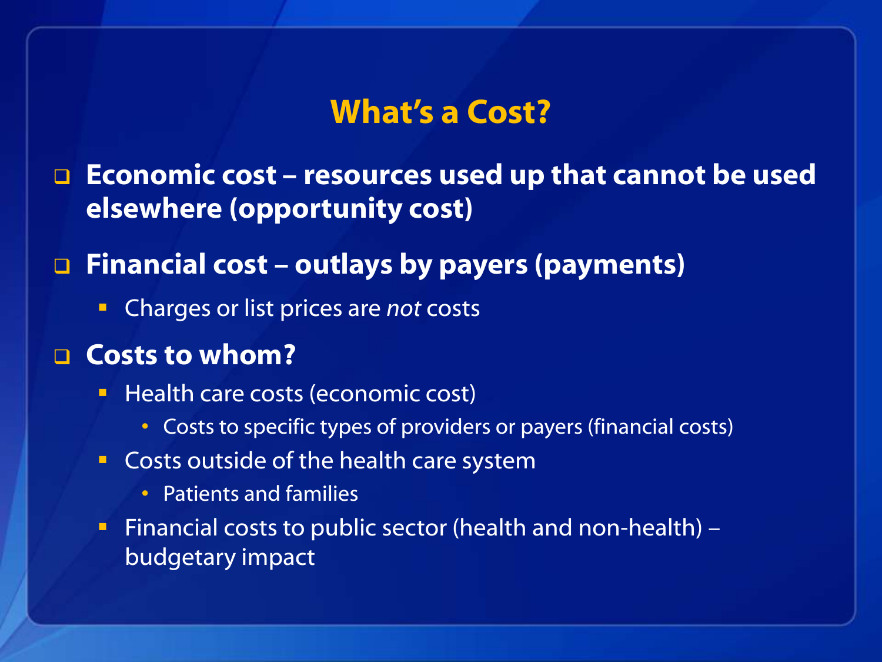# What's a Cost?

- **Economic cost – resources used up that cannot be used elsewhere (opportunity cost)**
- **Financial cost – outlays by payers (payments)**
  - Charges or list prices are *not* costs
- **Costs to whom?**
  - Health care costs (economic cost)
    - Costs to specific types of providers or payers (financial costs)
  - Costs outside of the health care system
    - Patients and families
  - Financial costs to public sector (health and non-health) – budgetary impact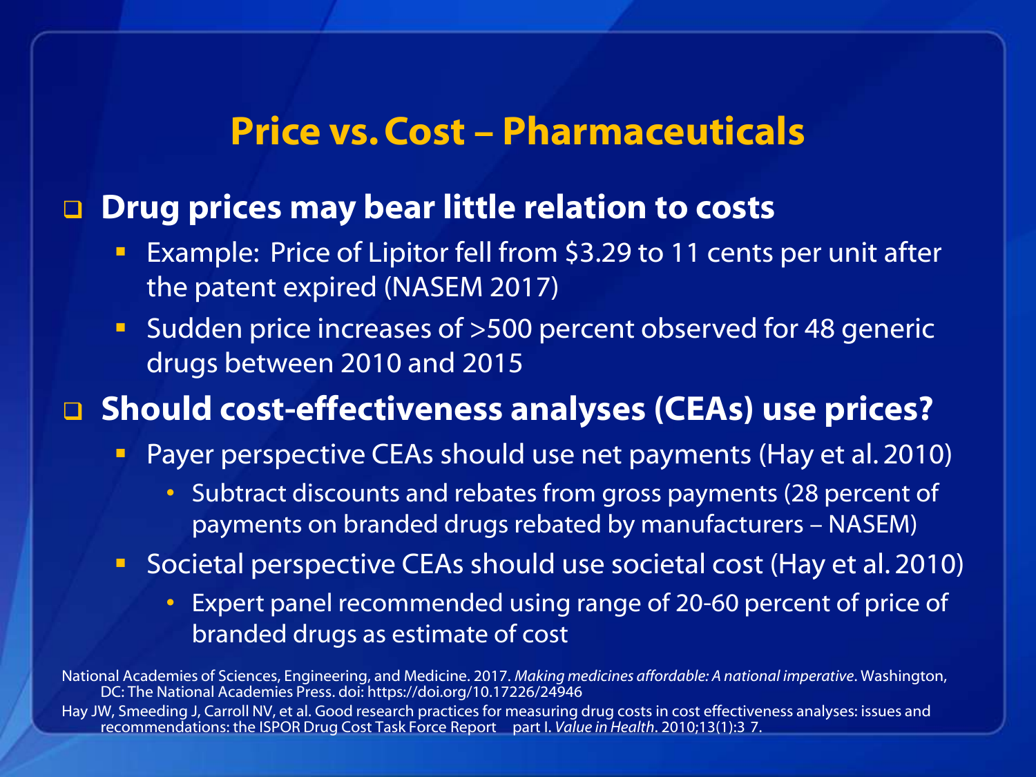# Price vs. Cost – Pharmaceuticals

- **Drug prices may bear little relation to costs**
  - Example: Price of Lipitor fell from $3.29 to 11 cents per unit after the patent expired (NASEM 2017)
  - Sudden price increases of >500 percent observed for 48 generic drugs between 2010 and 2015
- **Should cost-effectiveness analyses (CEAs) use prices?**
  - Payer perspective CEAs should use net payments (Hay et al. 2010)
    - Subtract discounts and rebates from gross payments (28 percent of payments on branded drugs rebated by manufacturers – NASEM)
  - Societal perspective CEAs should use societal cost (Hay et al. 2010)
    - Expert panel recommended using range of 20-60 percent of price of branded drugs as estimate of cost

National Academies of Sciences, Engineering, and Medicine. 2017. *Making medicines affordable: A national imperative*. Washington, DC: The National Academies Press. doi: https://doi.org/10.17226/24946

Hay JW, Smeeding J, Carroll NV, et al. Good research practices for measuring drug costs in cost effectiveness analyses: issues and recommendations: the ISPOR Drug Cost Task Force Report part I. *Value in Health*. 2010;13(1):3 7.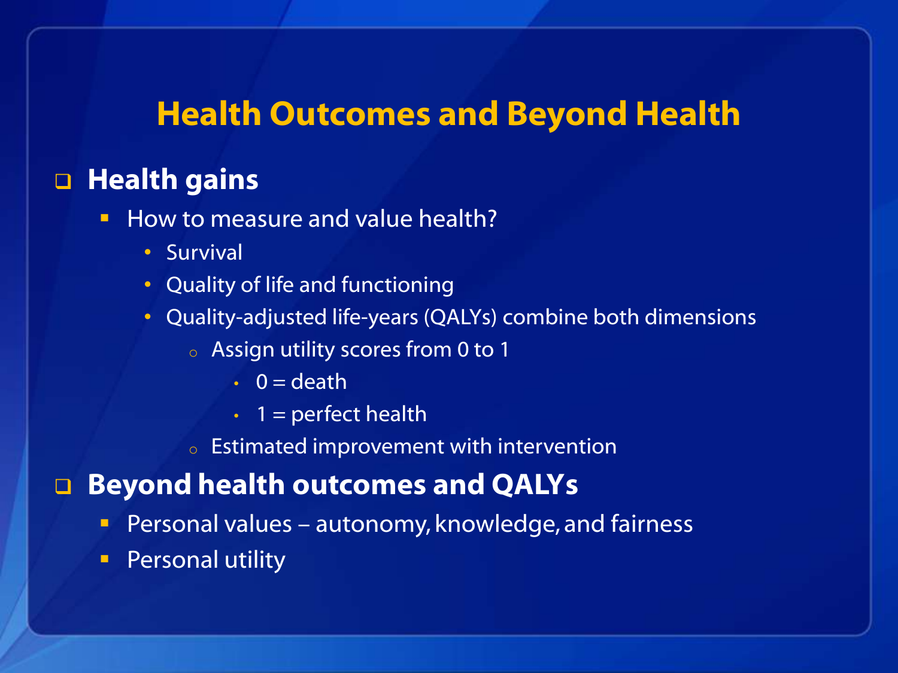# Health Outcomes and Beyond Health

- **Health gains**
  - How to measure and value health?
    - Survival
    - Quality of life and functioning
    - Quality-adjusted life-years (QALYs) combine both dimensions
      - Assign utility scores from 0 to 1
        - 0 = death
        - 1 = perfect health
      - Estimated improvement with intervention
- **Beyond health outcomes and QALYs**
  - Personal values – autonomy, knowledge, and fairness
  - Personal utility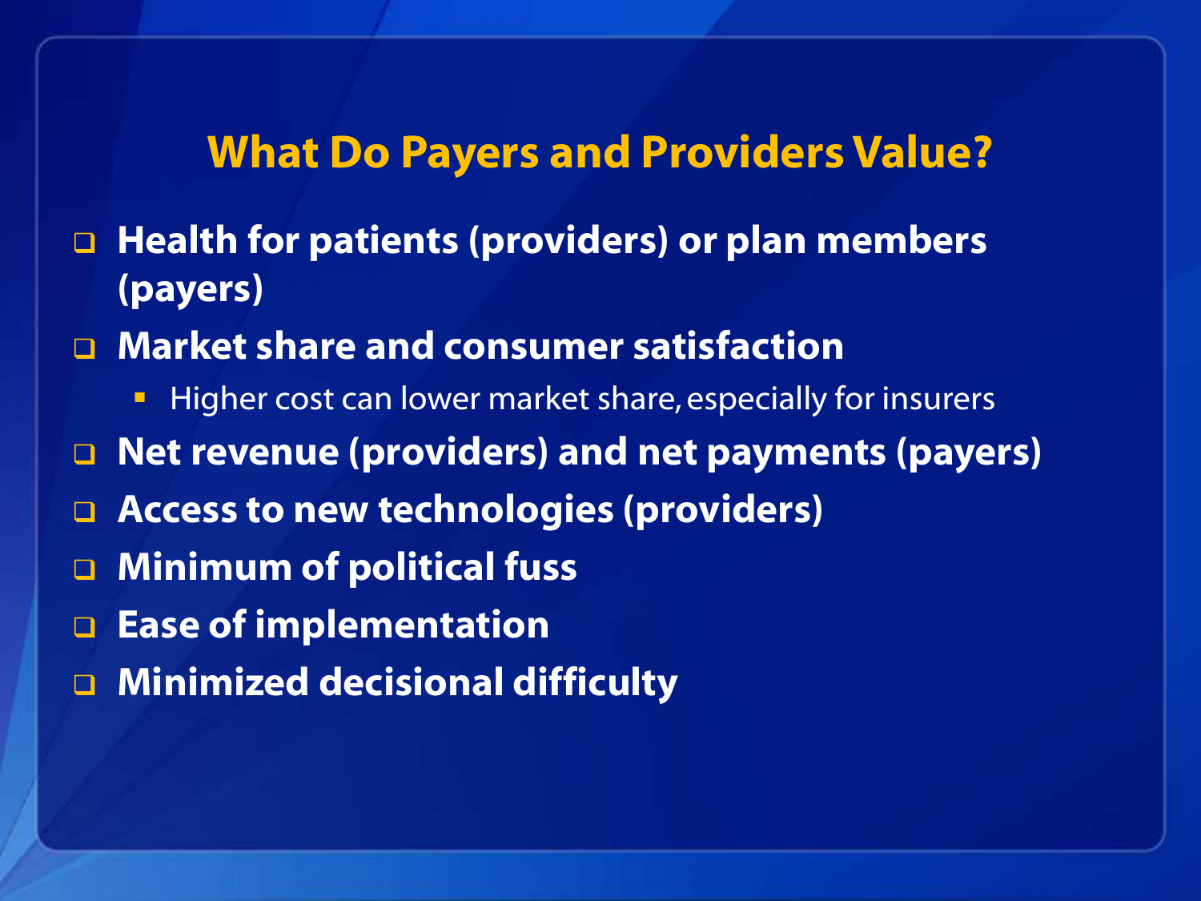## What Do Payers and Providers Value?

- **Health for patients (providers) or plan members (payers)**
- **Market share and consumer satisfaction**
  - Higher cost can lower market share, especially for insurers
- **Net revenue (providers) and net payments (payers)**
- **Access to new technologies (providers)**
- **Minimum of political fuss**
- **Ease of implementation**
- **Minimized decisional difficulty**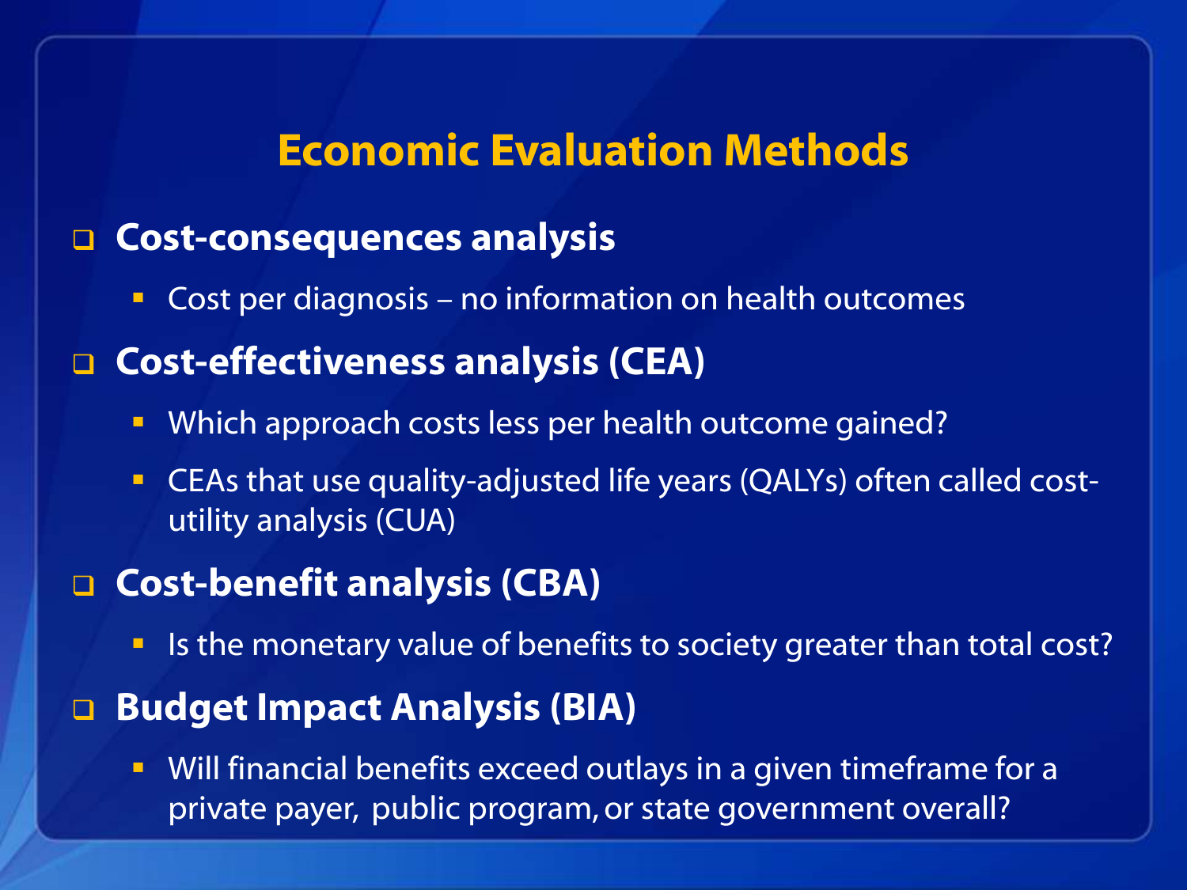# Economic Evaluation Methods

- **Cost-consequences analysis**
  - Cost per diagnosis – no information on health outcomes
- **Cost-effectiveness analysis (CEA)**
  - Which approach costs less per health outcome gained?
  - CEAs that use quality-adjusted life years (QALYs) often called cost-utility analysis (CUA)
- **Cost-benefit analysis (CBA)**
  - Is the monetary value of benefits to society greater than total cost?
- **Budget Impact Analysis (BIA)**
  - Will financial benefits exceed outlays in a given timeframe for a private payer, public program, or state government overall?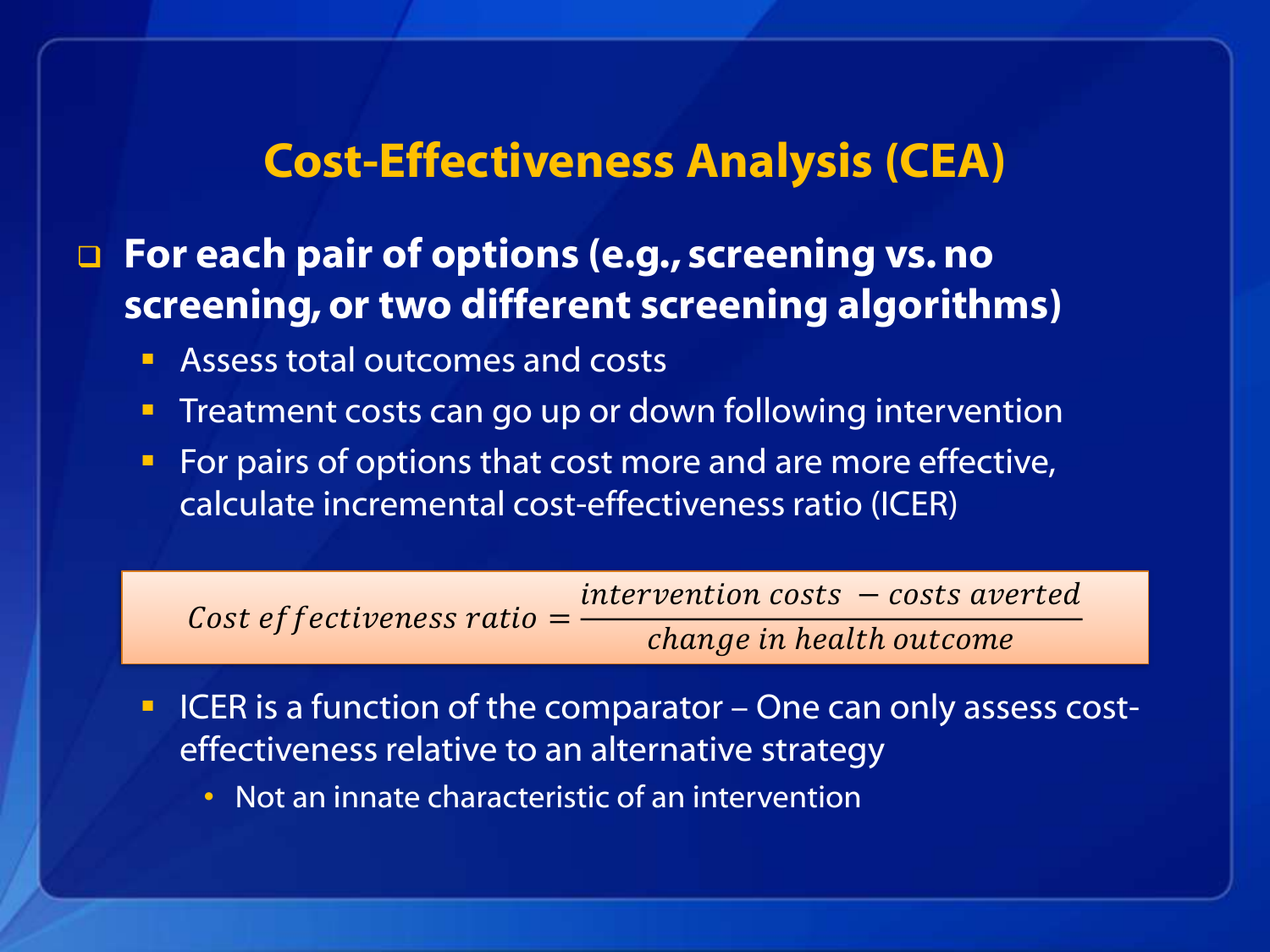# Cost-Effectiveness Analysis (CEA)

- **For each pair of options (e.g., screening vs. no screening, or two different screening algorithms)**
  - Assess total outcomes and costs
  - Treatment costs can go up or down following intervention
  - For pairs of options that cost more and are more effective, calculate incremental cost-effectiveness ratio (ICER)

$$Cost\ effectiveness\ ratio = \frac{intervention\ costs\ - costs\ averted}{change\ in\ health\ outcome}$$

  - ICER is a function of the comparator – One can only assess cost-effectiveness relative to an alternative strategy
    - Not an innate characteristic of an intervention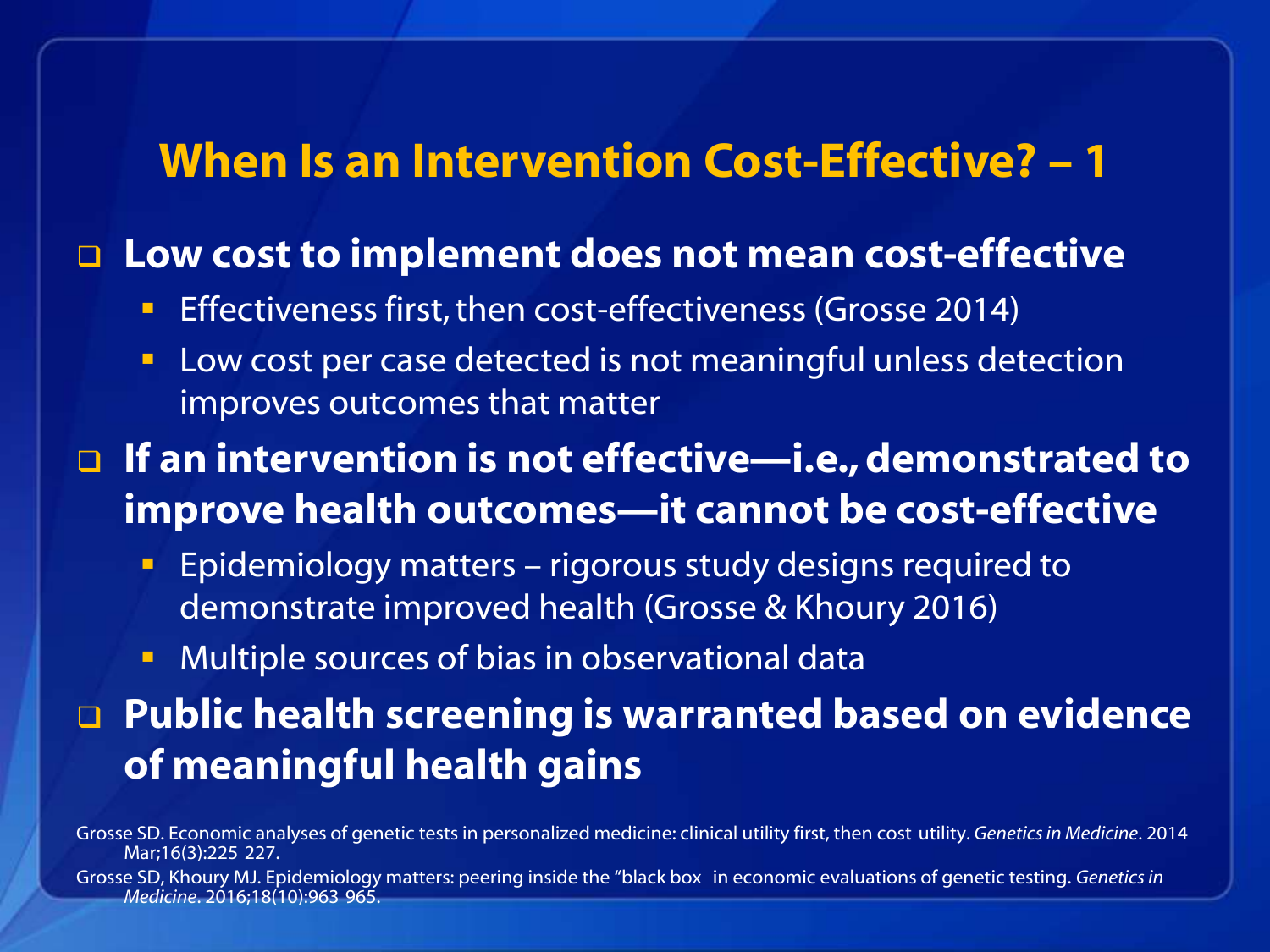## When Is an Intervention Cost-Effective? – 1

- **Low cost to implement does not mean cost-effective**
  - Effectiveness first, then cost-effectiveness (Grosse 2014)
  - Low cost per case detected is not meaningful unless detection improves outcomes that matter
- **If an intervention is not effective—i.e., demonstrated to improve health outcomes—it cannot be cost-effective**
  - Epidemiology matters – rigorous study designs required to demonstrate improved health (Grosse & Khoury 2016)
  - Multiple sources of bias in observational data
- **Public health screening is warranted based on evidence of meaningful health gains**

Grosse SD. Economic analyses of genetic tests in personalized medicine: clinical utility first, then cost utility. *Genetics in Medicine*. 2014 Mar;16(3):225 227.

Grosse SD, Khoury MJ. Epidemiology matters: peering inside the "black box in economic evaluations of genetic testing. *Genetics in Medicine*. 2016;18(10):963 965.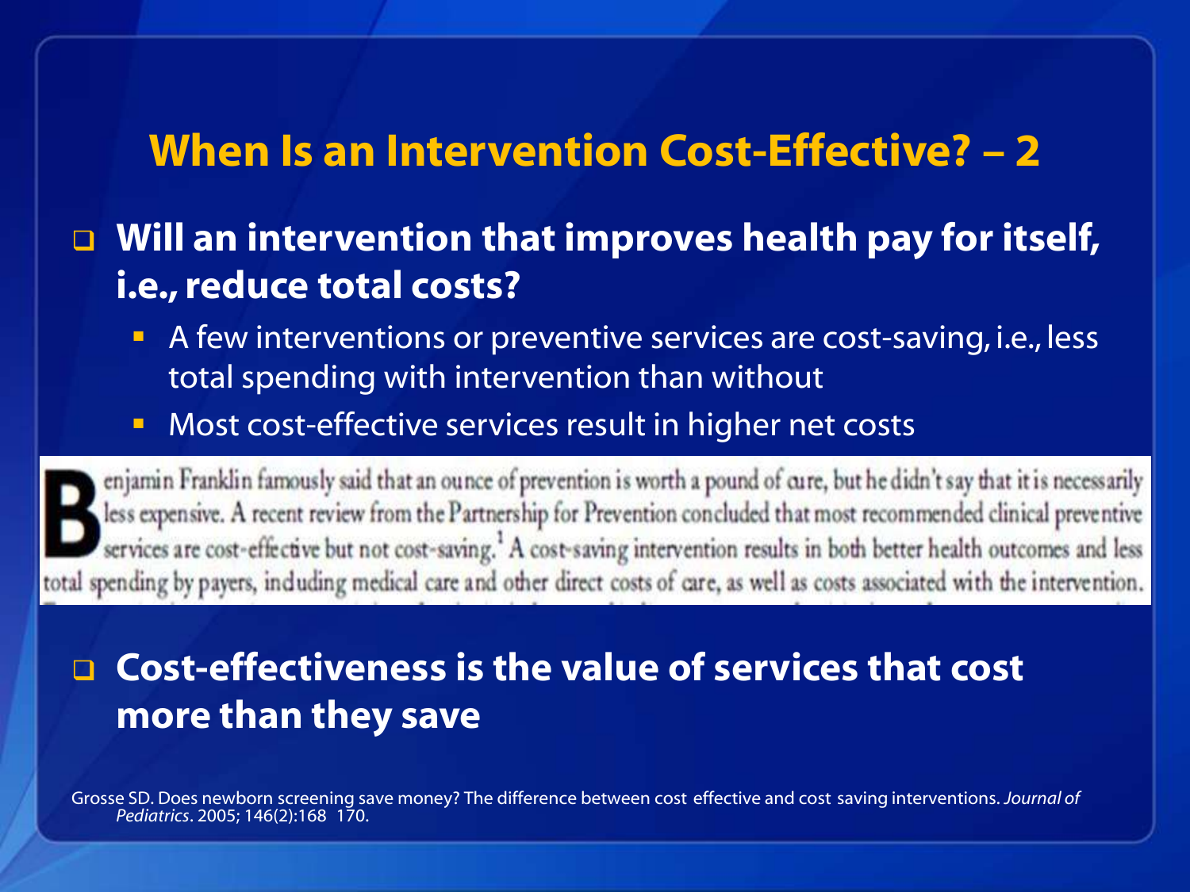# When Is an Intervention Cost-Effective? – 2

- **Will an intervention that improves health pay for itself, i.e., reduce total costs?**
  - A few interventions or preventive services are cost-saving, i.e., less total spending with intervention than without
  - Most cost-effective services result in higher net costs

Benjamin Franklin famously said that an ounce of prevention is worth a pound of cure, but he didn't say that it is necessarily less expensive. A recent review from the Partnership for Prevention concluded that most recommended clinical preventive services are cost-effective but not cost-saving.[1] A cost-saving intervention results in both better health outcomes and less total spending by payers, including medical care and other direct costs of care, as well as costs associated with the intervention.

- **Cost-effectiveness is the value of services that cost more than they save**

Grosse SD. Does newborn screening save money? The difference between cost effective and cost saving interventions. *Journal of Pediatrics*. 2005; 146(2):168 170.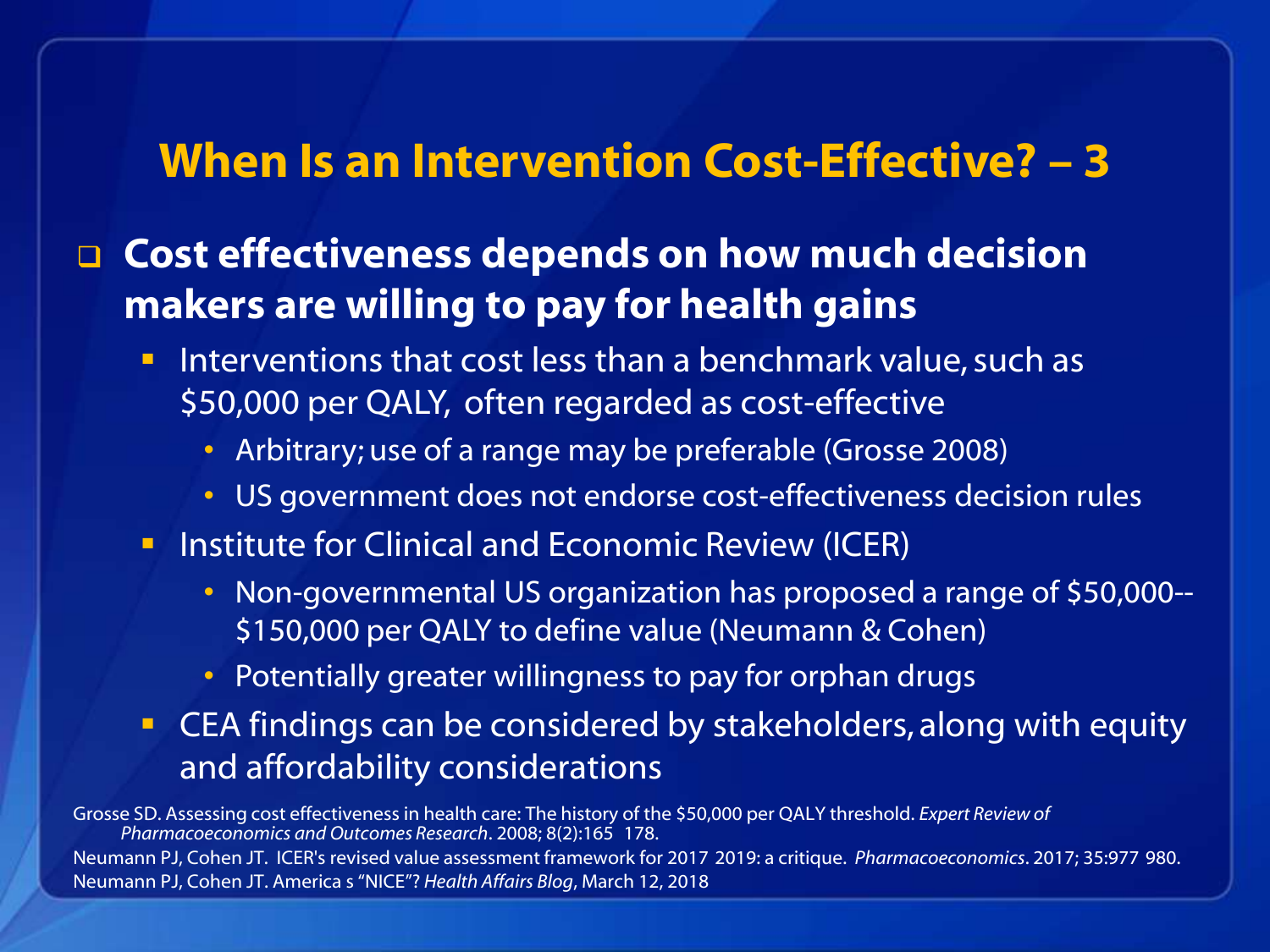# When Is an Intervention Cost-Effective? – 3

- **Cost effectiveness depends on how much decision makers are willing to pay for health gains**
  - Interventions that cost less than a benchmark value, such as $50,000 per QALY, often regarded as cost-effective
    - Arbitrary; use of a range may be preferable (Grosse 2008)
    - US government does not endorse cost-effectiveness decision rules
  - Institute for Clinical and Economic Review (ICER)
    - Non-governmental US organization has proposed a range of $50,000--$150,000 per QALY to define value (Neumann & Cohen)
    - Potentially greater willingness to pay for orphan drugs
  - CEA findings can be considered by stakeholders, along with equity and affordability considerations

Grosse SD. Assessing cost effectiveness in health care: The history of the $50,000 per QALY threshold. *Expert Review of Pharmacoeconomics and Outcomes Research*. 2008; 8(2):165 178.

Neumann PJ, Cohen JT. ICER's revised value assessment framework for 2017 2019: a critique. *Pharmacoeconomics*. 2017; 35:977 980.

Neumann PJ, Cohen JT. America s "NICE"? *Health Affairs Blog*, March 12, 2018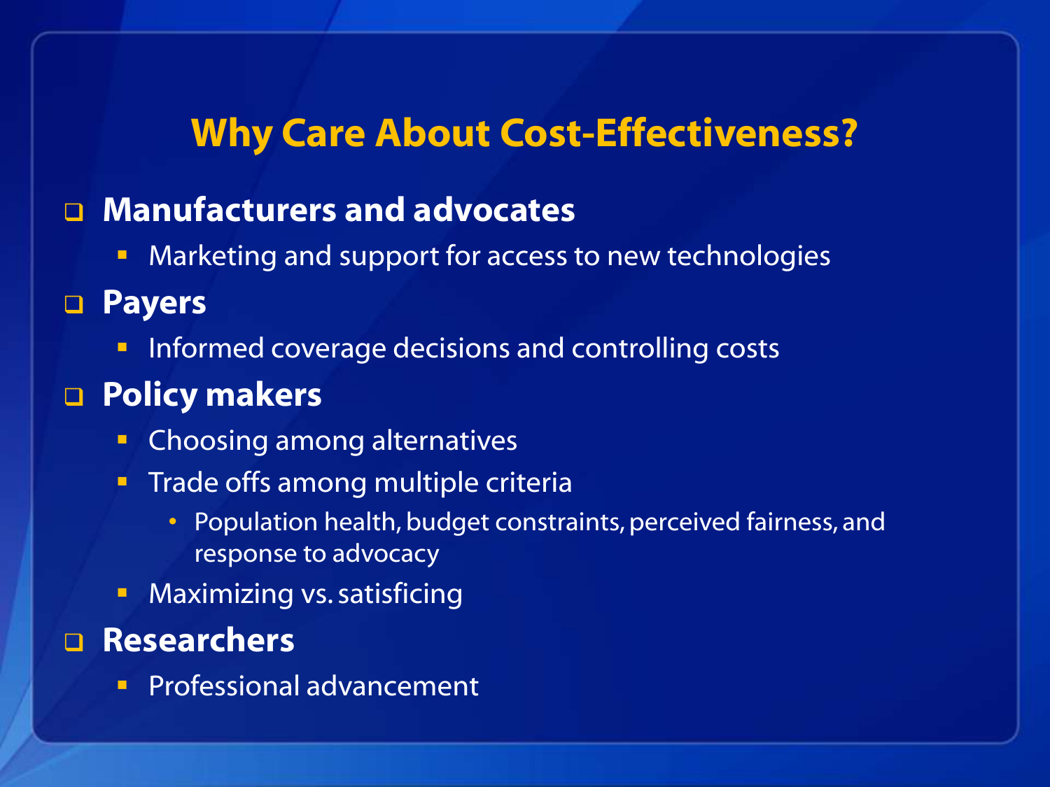# Why Care About Cost-Effectiveness?

- **Manufacturers and advocates**
  - Marketing and support for access to new technologies
- **Payers**
  - Informed coverage decisions and controlling costs
- **Policy makers**
  - Choosing among alternatives
  - Trade offs among multiple criteria
    - Population health, budget constraints, perceived fairness, and response to advocacy
  - Maximizing vs. satisficing
- **Researchers**
  - Professional advancement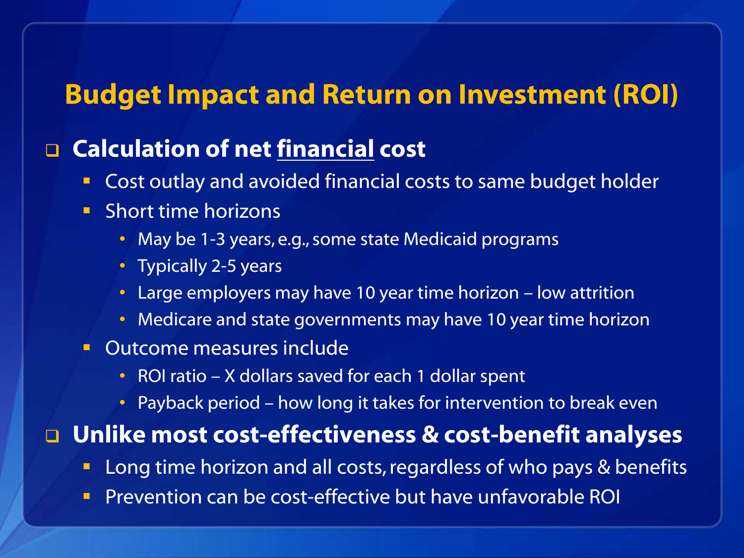# Budget Impact and Return on Investment (ROI)

- **Calculation of net <u>financial</u> cost**
  - Cost outlay and avoided financial costs to same budget holder
  - Short time horizons
    - May be 1-3 years, e.g., some state Medicaid programs
    - Typically 2-5 years
    - Large employers may have 10 year time horizon – low attrition
    - Medicare and state governments may have 10 year time horizon
  - Outcome measures include
    - ROI ratio – X dollars saved for each 1 dollar spent
    - Payback period – how long it takes for intervention to break even
- **Unlike most cost-effectiveness & cost-benefit analyses**
  - Long time horizon and all costs, regardless of who pays & benefits
  - Prevention can be cost-effective but have unfavorable ROI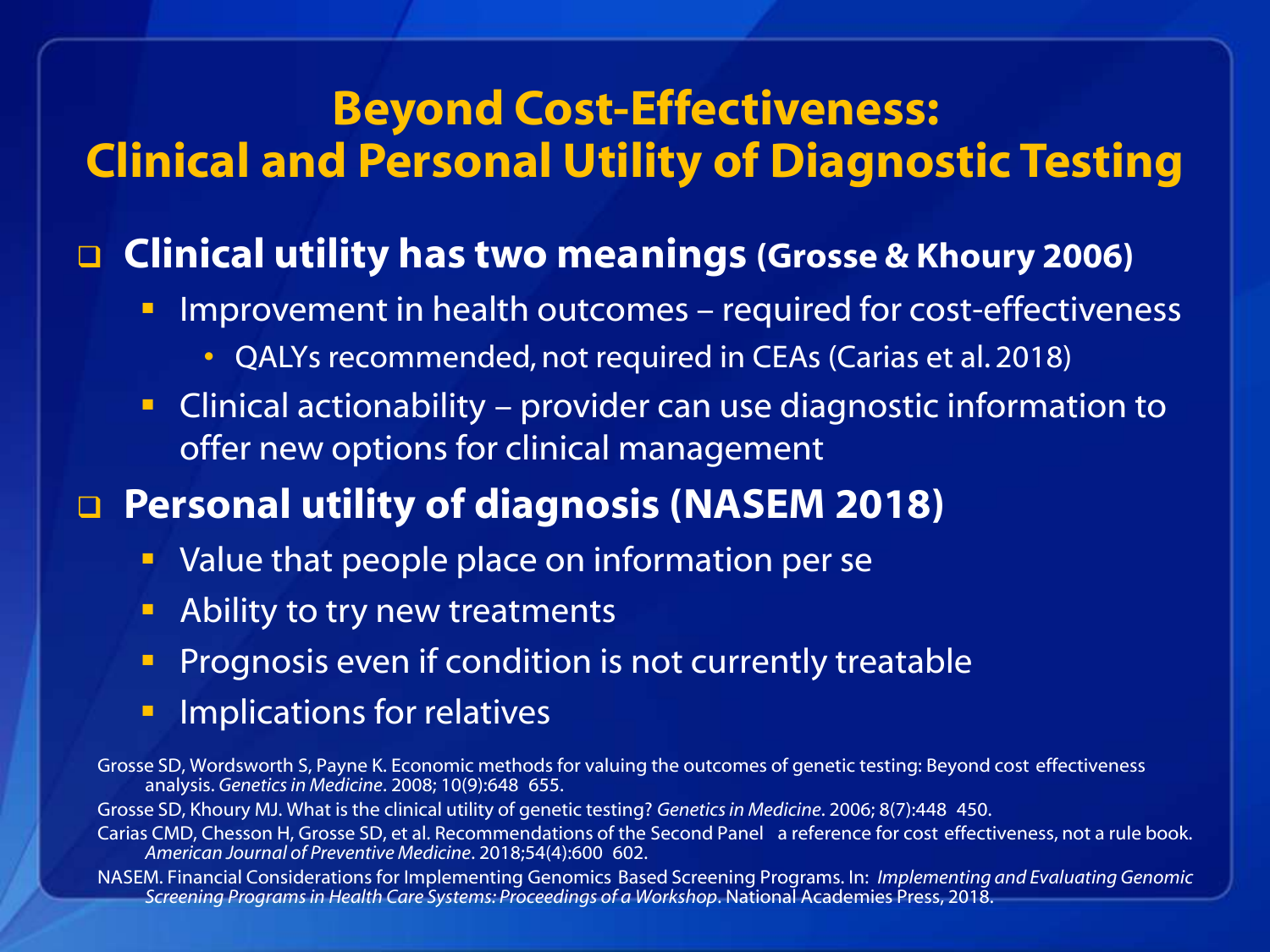# Beyond Cost-Effectiveness: Clinical and Personal Utility of Diagnostic Testing

- **Clinical utility has two meanings (Grosse & Khoury 2006)**
  - Improvement in health outcomes – required for cost-effectiveness
    - QALYs recommended, not required in CEAs (Carias et al. 2018)
  - Clinical actionability – provider can use diagnostic information to offer new options for clinical management
- **Personal utility of diagnosis (NASEM 2018)**
  - Value that people place on information per se
  - Ability to try new treatments
  - Prognosis even if condition is not currently treatable
  - Implications for relatives

Grosse SD, Wordsworth S, Payne K. Economic methods for valuing the outcomes of genetic testing: Beyond cost effectiveness analysis. *Genetics in Medicine*. 2008; 10(9):648 655.

Grosse SD, Khoury MJ. What is the clinical utility of genetic testing? *Genetics in Medicine*. 2006; 8(7):448 450.

Carias CMD, Chesson H, Grosse SD, et al. Recommendations of the Second Panel a reference for cost effectiveness, not a rule book. *American Journal of Preventive Medicine*. 2018;54(4):600 602.

NASEM. Financial Considerations for Implementing Genomics Based Screening Programs. In: *Implementing and Evaluating Genomic Screening Programs in Health Care Systems: Proceedings of a Workshop*. National Academies Press, 2018.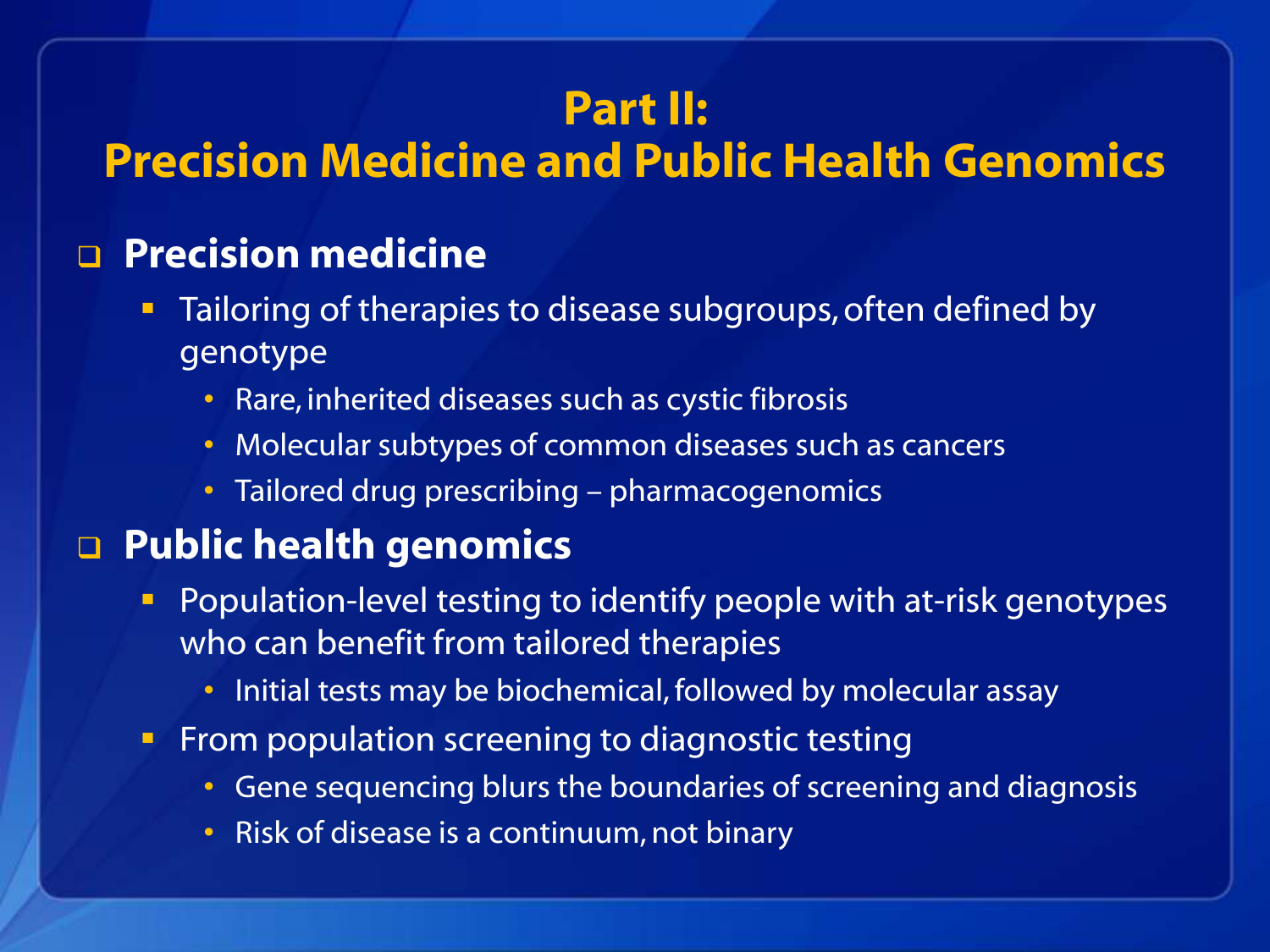# Part II: Precision Medicine and Public Health Genomics

- **Precision medicine**
  - Tailoring of therapies to disease subgroups, often defined by genotype
    - Rare, inherited diseases such as cystic fibrosis
    - Molecular subtypes of common diseases such as cancers
    - Tailored drug prescribing – pharmacogenomics
- **Public health genomics**
  - Population-level testing to identify people with at-risk genotypes who can benefit from tailored therapies
    - Initial tests may be biochemical, followed by molecular assay
  - From population screening to diagnostic testing
    - Gene sequencing blurs the boundaries of screening and diagnosis
    - Risk of disease is a continuum, not binary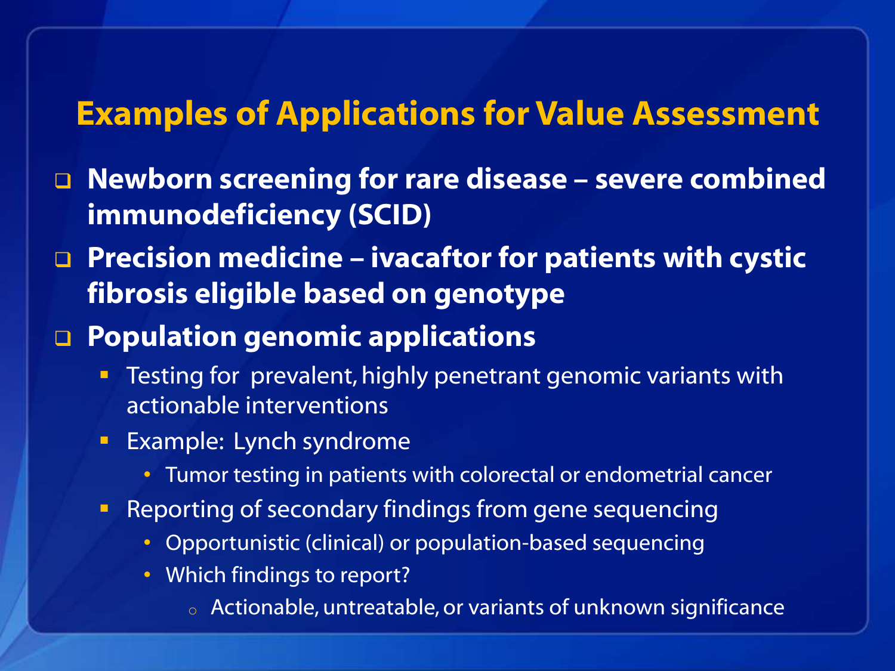# Examples of Applications for Value Assessment

- **Newborn screening for rare disease – severe combined immunodeficiency (SCID)**
- **Precision medicine – ivacaftor for patients with cystic fibrosis eligible based on genotype**
- **Population genomic applications**
  - Testing for prevalent, highly penetrant genomic variants with actionable interventions
  - Example: Lynch syndrome
    - Tumor testing in patients with colorectal or endometrial cancer
  - Reporting of secondary findings from gene sequencing
    - Opportunistic (clinical) or population-based sequencing
    - Which findings to report?
      - Actionable, untreatable, or variants of unknown significance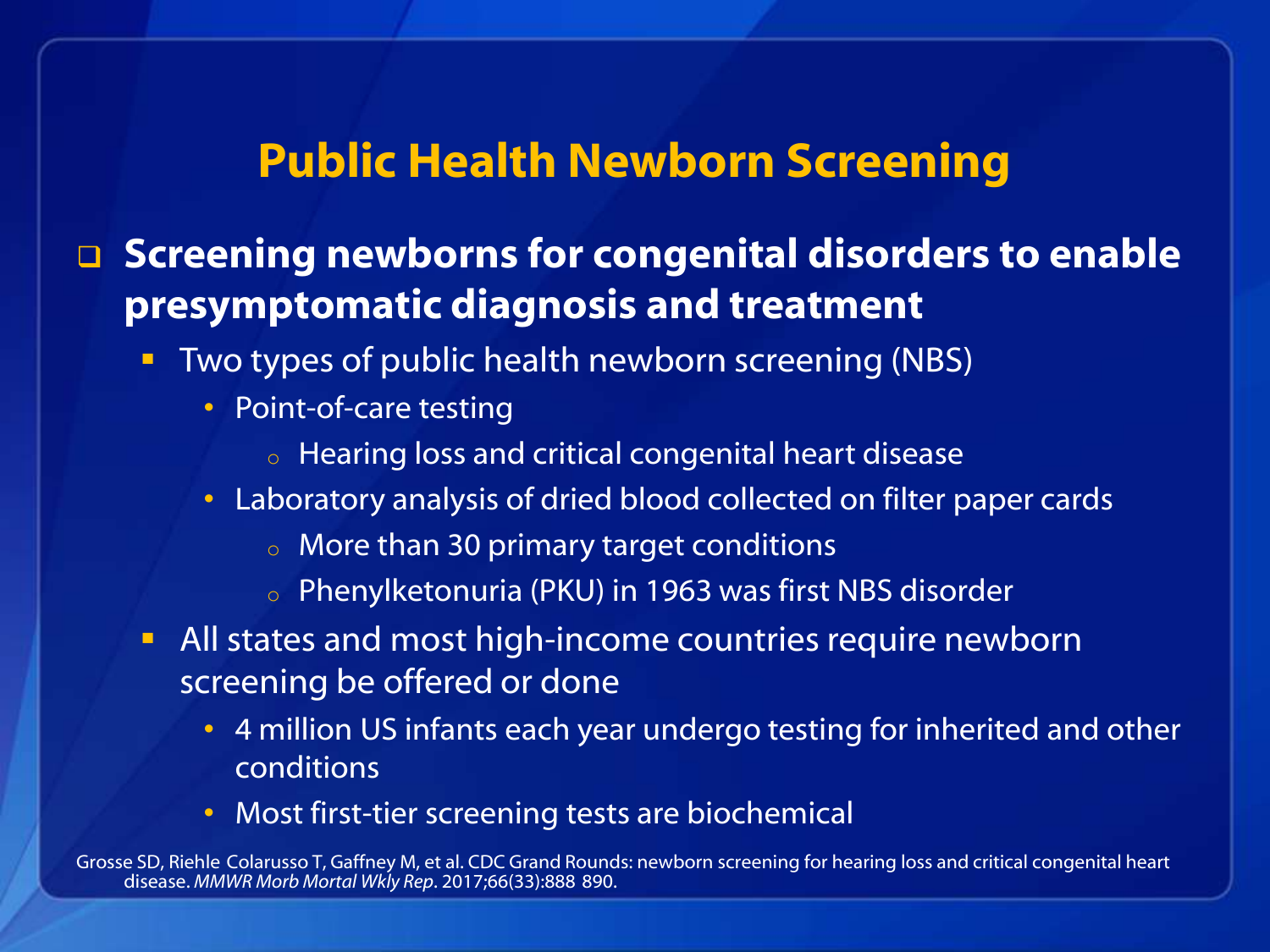# Public Health Newborn Screening

- **Screening newborns for congenital disorders to enable presymptomatic diagnosis and treatment**
  - Two types of public health newborn screening (NBS)
    - Point-of-care testing
      - Hearing loss and critical congenital heart disease
    - Laboratory analysis of dried blood collected on filter paper cards
      - More than 30 primary target conditions
      - Phenylketonuria (PKU) in 1963 was first NBS disorder
  - All states and most high-income countries require newborn screening be offered or done
    - 4 million US infants each year undergo testing for inherited and other conditions
    - Most first-tier screening tests are biochemical

Grosse SD, Riehle Colarusso T, Gaffney M, et al. CDC Grand Rounds: newborn screening for hearing loss and critical congenital heart disease. *MMWR Morb Mortal Wkly Rep*. 2017;66(33):888 890.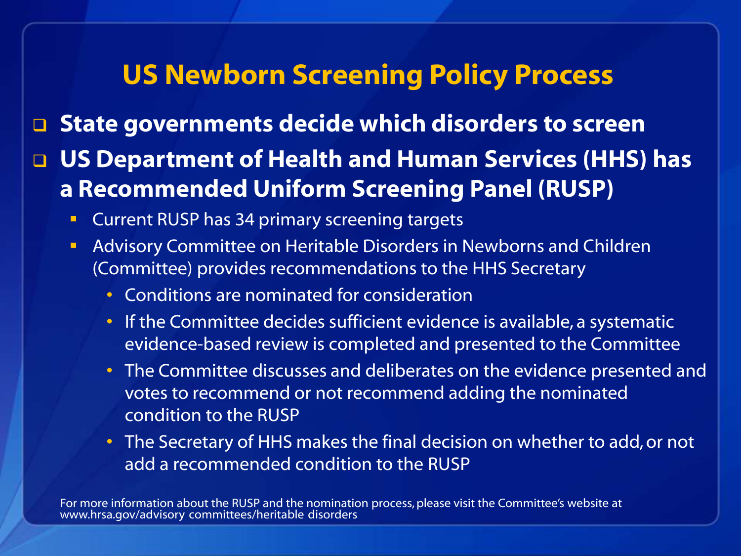# US Newborn Screening Policy Process

- **State governments decide which disorders to screen**
- **US Department of Health and Human Services (HHS) has a Recommended Uniform Screening Panel (RUSP)**
  - Current RUSP has 34 primary screening targets
  - Advisory Committee on Heritable Disorders in Newborns and Children (Committee) provides recommendations to the HHS Secretary
    - Conditions are nominated for consideration
    - If the Committee decides sufficient evidence is available, a systematic evidence-based review is completed and presented to the Committee
    - The Committee discusses and deliberates on the evidence presented and votes to recommend or not recommend adding the nominated condition to the RUSP
    - The Secretary of HHS makes the final decision on whether to add, or not add a recommended condition to the RUSP

For more information about the RUSP and the nomination process, please visit the Committee's website at www.hrsa.gov/advisory committees/heritable disorders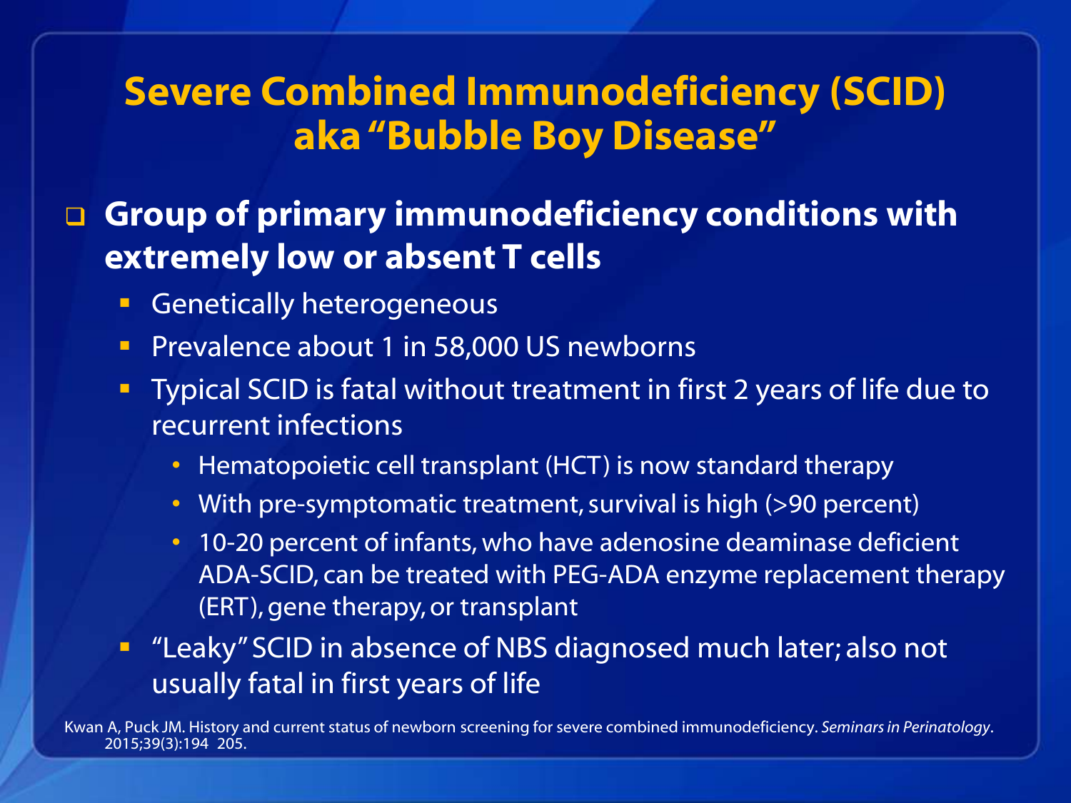# Severe Combined Immunodeficiency (SCID) aka "Bubble Boy Disease"

- **Group of primary immunodeficiency conditions with extremely low or absent T cells**
  - Genetically heterogeneous
  - Prevalence about 1 in 58,000 US newborns
  - Typical SCID is fatal without treatment in first 2 years of life due to recurrent infections
    - Hematopoietic cell transplant (HCT) is now standard therapy
    - With pre-symptomatic treatment, survival is high (>90 percent)
    - 10-20 percent of infants, who have adenosine deaminase deficient ADA-SCID, can be treated with PEG-ADA enzyme replacement therapy (ERT), gene therapy, or transplant
  - "Leaky" SCID in absence of NBS diagnosed much later; also not usually fatal in first years of life

Kwan A, Puck JM. History and current status of newborn screening for severe combined immunodeficiency. *Seminars in Perinatology*. 2015;39(3):194 205.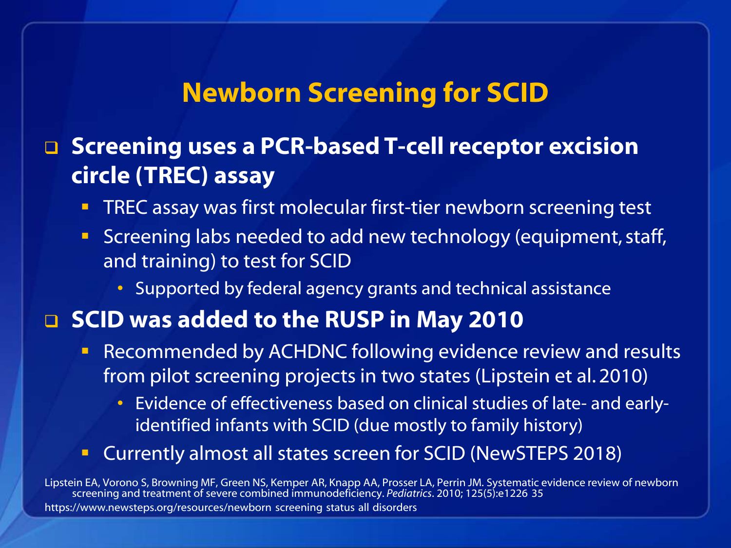# Newborn Screening for SCID

- **Screening uses a PCR-based T-cell receptor excision circle (TREC) assay**
  - TREC assay was first molecular first-tier newborn screening test
  - Screening labs needed to add new technology (equipment, staff, and training) to test for SCID
    - Supported by federal agency grants and technical assistance
- **SCID was added to the RUSP in May 2010**
  - Recommended by ACHDNC following evidence review and results from pilot screening projects in two states (Lipstein et al. 2010)
    - Evidence of effectiveness based on clinical studies of late- and early-identified infants with SCID (due mostly to family history)
  - Currently almost all states screen for SCID (NewSTEPS 2018)

Lipstein EA, Vorono S, Browning MF, Green NS, Kemper AR, Knapp AA, Prosser LA, Perrin JM. Systematic evidence review of newborn screening and treatment of severe combined immunodeficiency. *Pediatrics*. 2010; 125(5):e1226 35

https://www.newsteps.org/resources/newborn screening status all disorders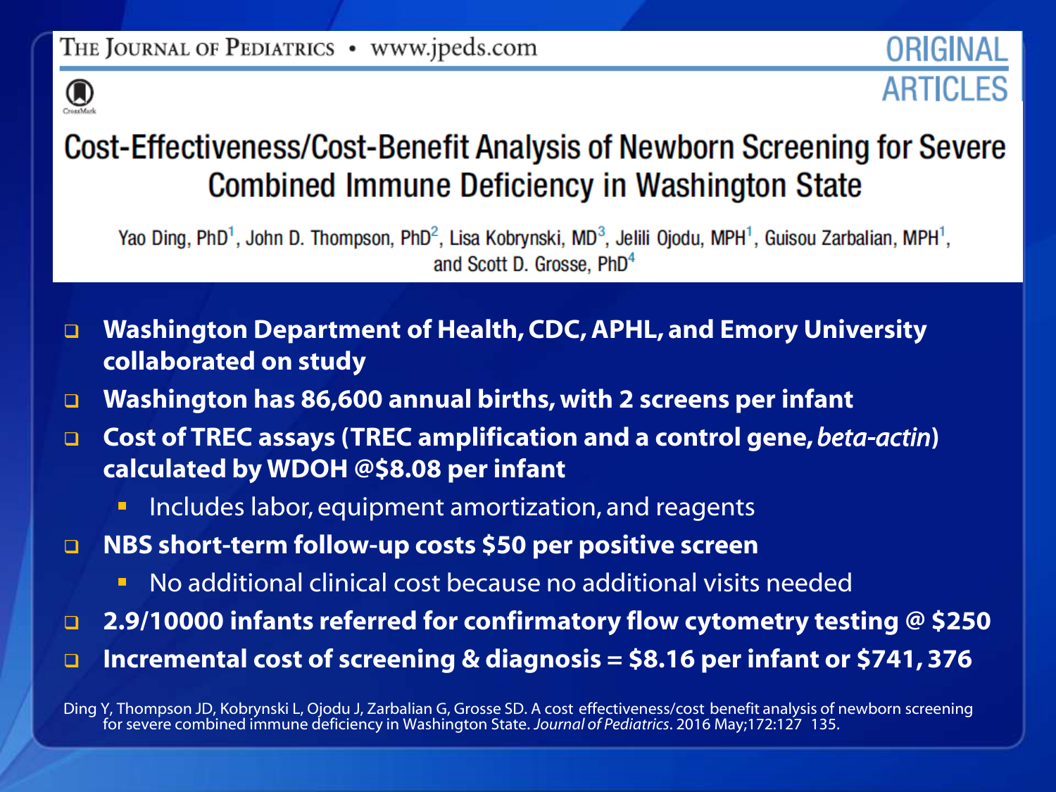The Journal of Pediatrics • www.jpeds.com

ORIGINAL ARTICLES

# Cost-Effectiveness/Cost-Benefit Analysis of Newborn Screening for Severe Combined Immune Deficiency in Washington State

Yao Ding, PhD[1], John D. Thompson, PhD[2], Lisa Kobrynski, MD[3], Jelili Ojodu, MPH[1], Guisou Zarbalian, MPH[1], and Scott D. Grosse, PhD[4]

- **Washington Department of Health, CDC, APHL, and Emory University collaborated on study**
- **Washington has 86,600 annual births, with 2 screens per infant**
- **Cost of TREC assays (TREC amplification and a control gene, *beta-actin*) calculated by WDOH @$8.08 per infant**
  - Includes labor, equipment amortization, and reagents
- **NBS short-term follow-up costs $50 per positive screen**
  - No additional clinical cost because no additional visits needed
- **2.9/10000 infants referred for confirmatory flow cytometry testing @ $250**
- **Incremental cost of screening & diagnosis = $8.16 per infant or $741, 376**

Ding Y, Thompson JD, Kobrynski L, Ojodu J, Zarbalian G, Grosse SD. A cost effectiveness/cost benefit analysis of newborn screening for severe combined immune deficiency in Washington State. *Journal of Pediatrics*. 2016 May;172:127 135.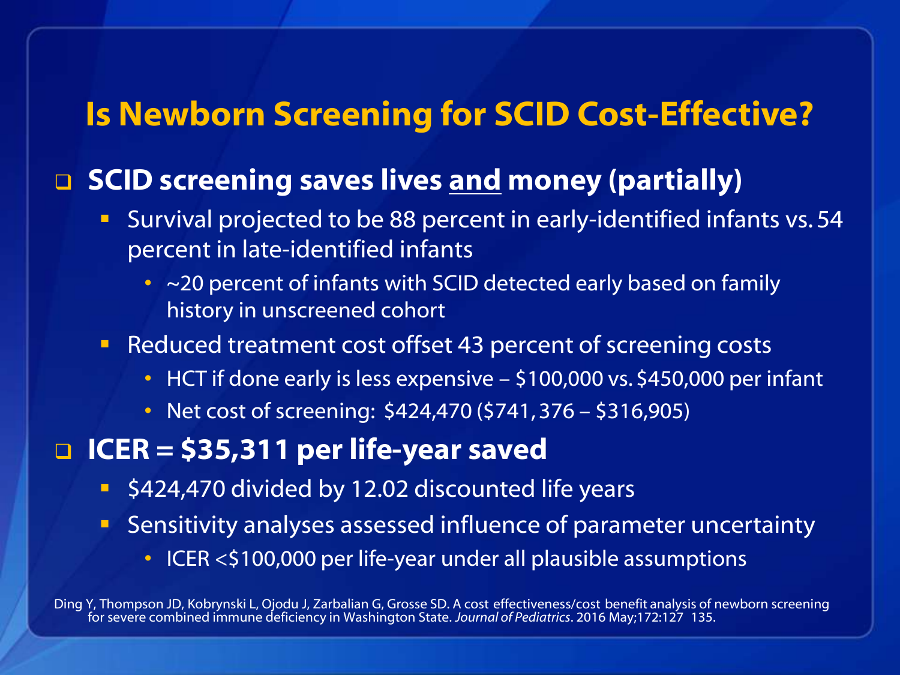# Is Newborn Screening for SCID Cost-Effective?

- **SCID screening saves lives <u>and</u> money (partially)**
  - Survival projected to be 88 percent in early-identified infants vs. 54 percent in late-identified infants
    - ~20 percent of infants with SCID detected early based on family history in unscreened cohort
  - Reduced treatment cost offset 43 percent of screening costs
    - HCT if done early is less expensive – $100,000 vs. $450,000 per infant
    - Net cost of screening: $424,470 ($741,376 – $316,905)
- **ICER = $35,311 per life-year saved**
  - $424,470 divided by 12.02 discounted life years
  - Sensitivity analyses assessed influence of parameter uncertainty
    - ICER <$100,000 per life-year under all plausible assumptions

Ding Y, Thompson JD, Kobrynski L, Ojodu J, Zarbalian G, Grosse SD. A cost effectiveness/cost benefit analysis of newborn screening for severe combined immune deficiency in Washington State. *Journal of Pediatrics*. 2016 May;172:127 135.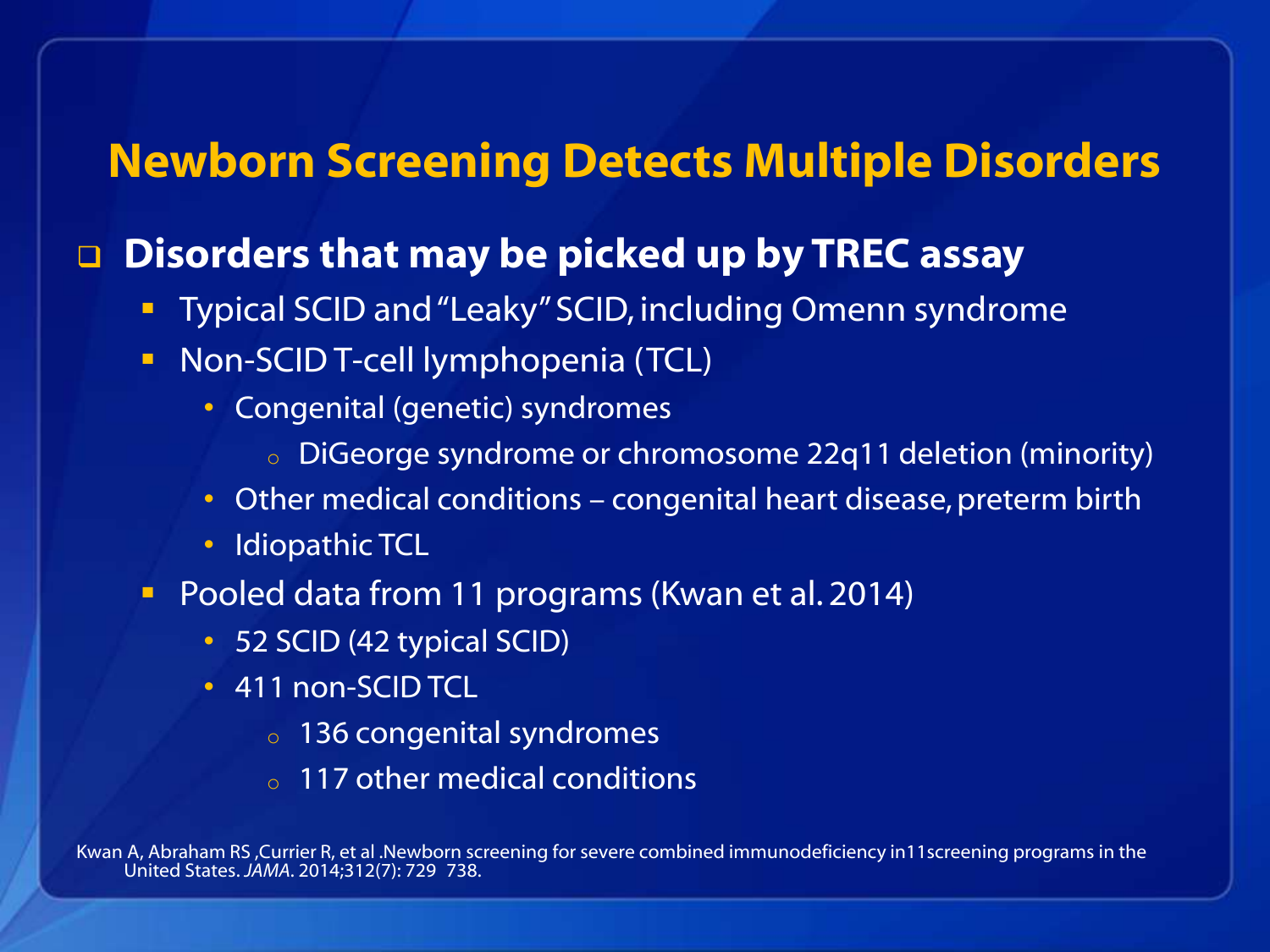# Newborn Screening Detects Multiple Disorders

- **Disorders that may be picked up by TREC assay**
  - Typical SCID and "Leaky" SCID, including Omenn syndrome
  - Non-SCID T-cell lymphopenia (TCL)
    - Congenital (genetic) syndromes
      - DiGeorge syndrome or chromosome 22q11 deletion (minority)
    - Other medical conditions – congenital heart disease, preterm birth
    - Idiopathic TCL
  - Pooled data from 11 programs (Kwan et al. 2014)
    - 52 SCID (42 typical SCID)
    - 411 non-SCID TCL
      - 136 congenital syndromes
      - 117 other medical conditions

Kwan A, Abraham RS ,Currier R, et al .Newborn screening for severe combined immunodeficiency in11screening programs in the United States. *JAMA*. 2014;312(7): 729 738.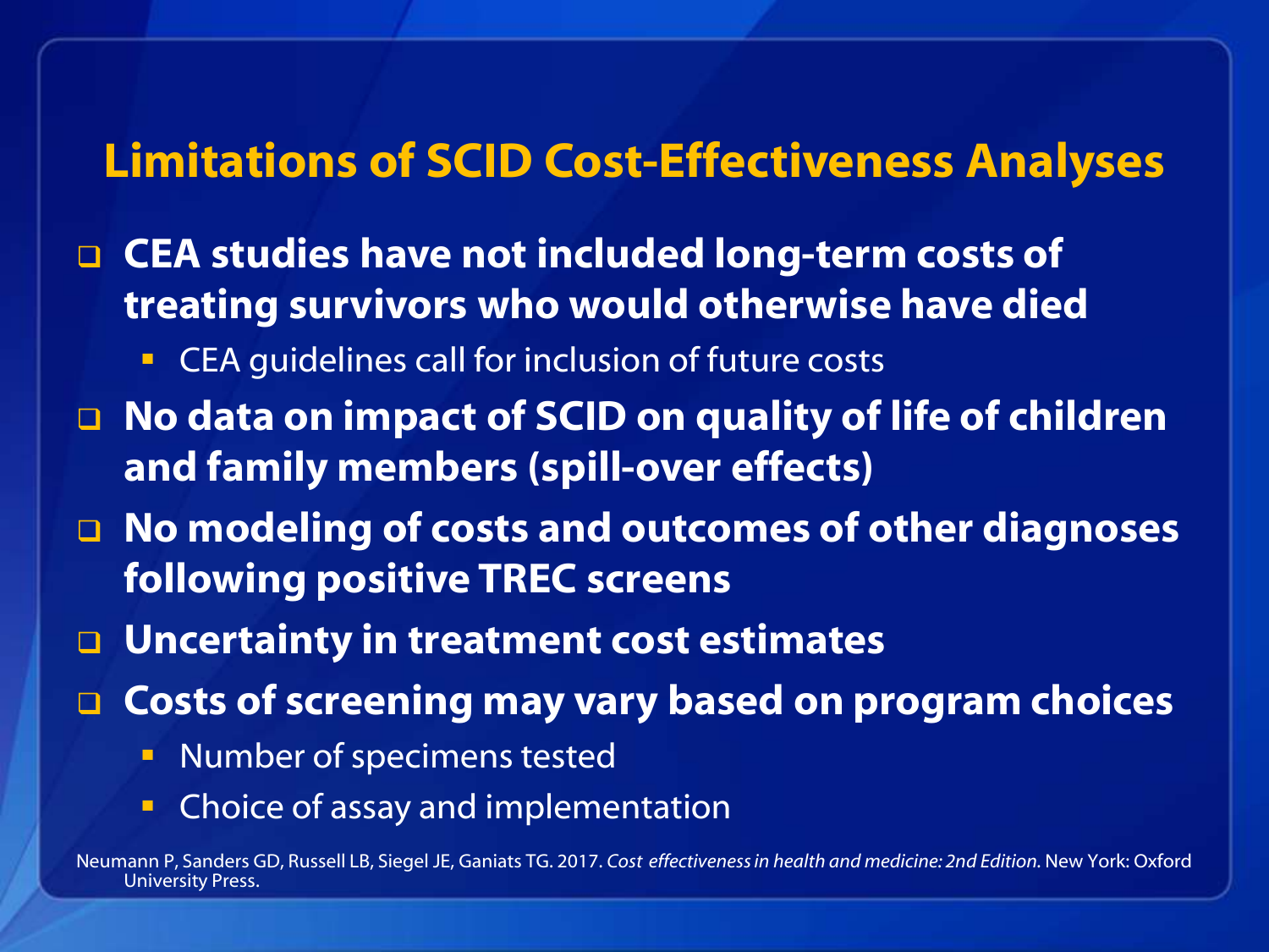## Limitations of SCID Cost-Effectiveness Analyses

- **CEA studies have not included long-term costs of treating survivors who would otherwise have died**
  - CEA guidelines call for inclusion of future costs
- **No data on impact of SCID on quality of life of children and family members (spill-over effects)**
- **No modeling of costs and outcomes of other diagnoses following positive TREC screens**
- **Uncertainty in treatment cost estimates**
- **Costs of screening may vary based on program choices**
  - Number of specimens tested
  - Choice of assay and implementation

Neumann P, Sanders GD, Russell LB, Siegel JE, Ganiats TG. 2017. *Cost effectiveness in health and medicine: 2nd Edition.* New York: Oxford University Press.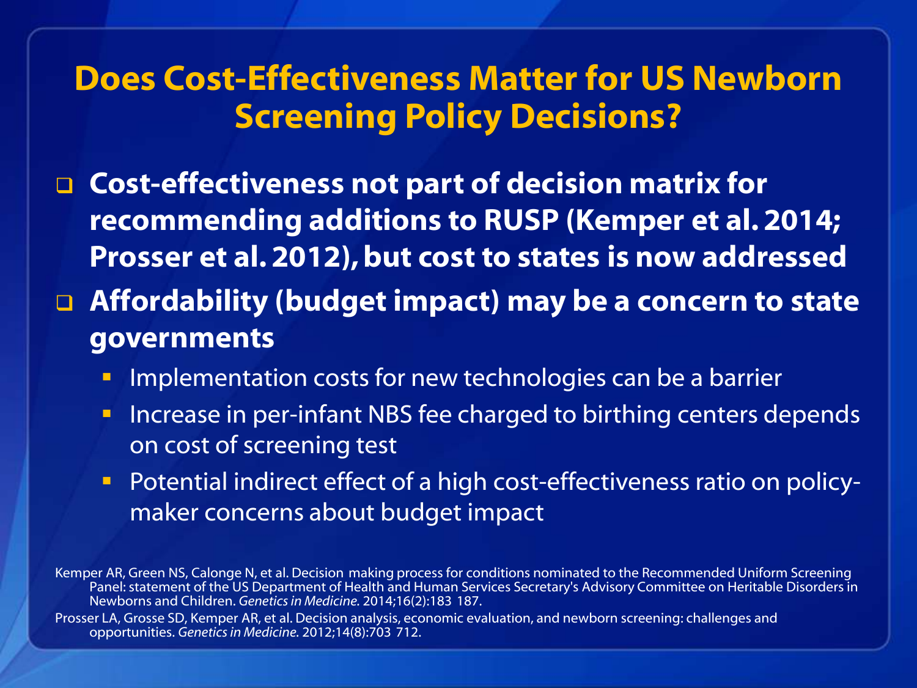# Does Cost-Effectiveness Matter for US Newborn Screening Policy Decisions?

- **Cost-effectiveness not part of decision matrix for recommending additions to RUSP (Kemper et al. 2014; Prosser et al. 2012), but cost to states is now addressed**
- **Affordability (budget impact) may be a concern to state governments**
  - Implementation costs for new technologies can be a barrier
  - Increase in per-infant NBS fee charged to birthing centers depends on cost of screening test
  - Potential indirect effect of a high cost-effectiveness ratio on policy-maker concerns about budget impact

Kemper AR, Green NS, Calonge N, et al. Decision making process for conditions nominated to the Recommended Uniform Screening Panel: statement of the US Department of Health and Human Services Secretary's Advisory Committee on Heritable Disorders in Newborns and Children. *Genetics in Medicine.* 2014;16(2):183 187.

Prosser LA, Grosse SD, Kemper AR, et al. Decision analysis, economic evaluation, and newborn screening: challenges and opportunities. *Genetics in Medicine.* 2012;14(8):703 712.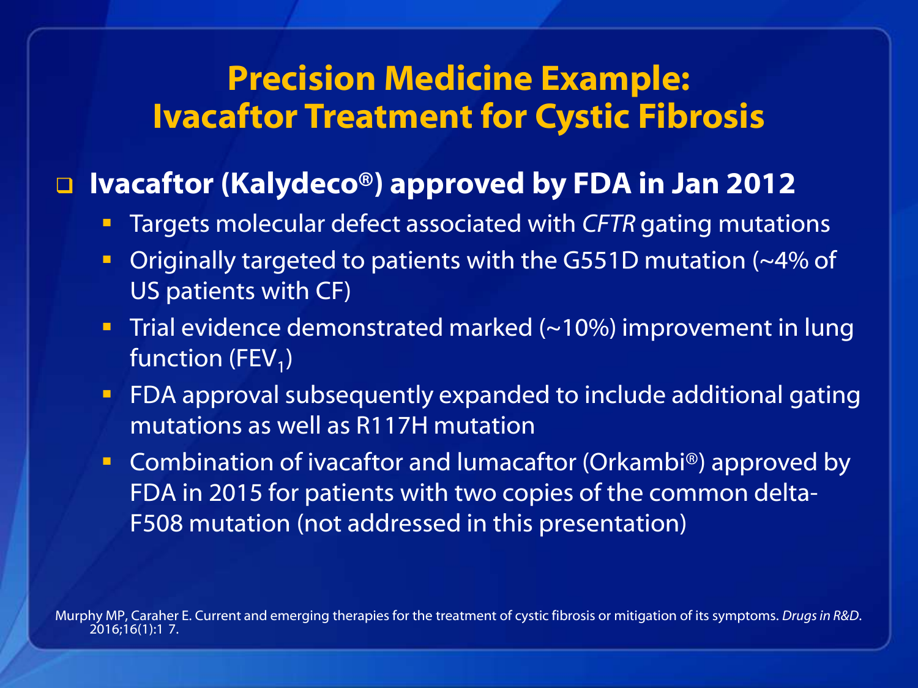# Precision Medicine Example: Ivacaftor Treatment for Cystic Fibrosis

- **Ivacaftor (Kalydeco®) approved by FDA in Jan 2012**
  - Targets molecular defect associated with *CFTR* gating mutations
  - Originally targeted to patients with the G551D mutation (~4% of US patients with CF)
  - Trial evidence demonstrated marked (~10%) improvement in lung function ($FEV_1$)
  - FDA approval subsequently expanded to include additional gating mutations as well as R117H mutation
  - Combination of ivacaftor and lumacaftor (Orkambi®) approved by FDA in 2015 for patients with two copies of the common delta-F508 mutation (not addressed in this presentation)

Murphy MP, Caraher E. Current and emerging therapies for the treatment of cystic fibrosis or mitigation of its symptoms. *Drugs in R&D*. 2016;16(1):1 7.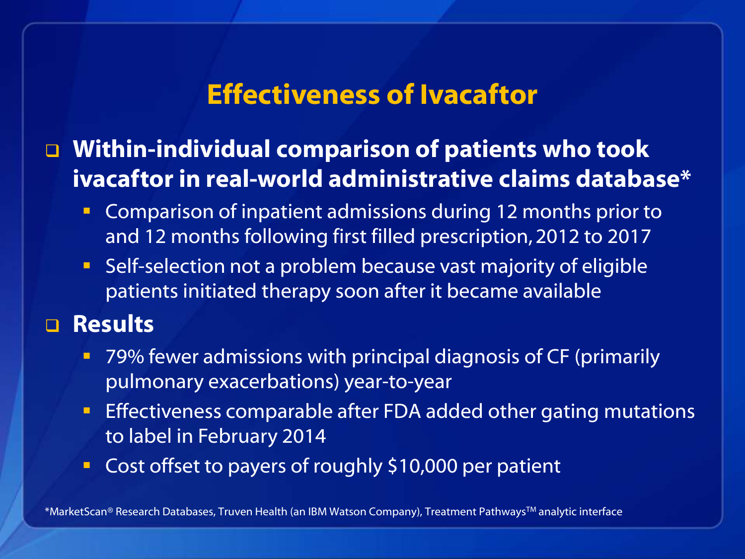# Effectiveness of Ivacaftor

- **Within-individual comparison of patients who took ivacaftor in real-world administrative claims database***
  - Comparison of inpatient admissions during 12 months prior to and 12 months following first filled prescription, 2012 to 2017
  - Self-selection not a problem because vast majority of eligible patients initiated therapy soon after it became available
- **Results**
  - 79% fewer admissions with principal diagnosis of CF (primarily pulmonary exacerbations) year-to-year
  - Effectiveness comparable after FDA added other gating mutations to label in February 2014
  - Cost offset to payers of roughly $10,000 per patient

*MarketScan® Research Databases, Truven Health (an IBM Watson Company), Treatment Pathways™ analytic interface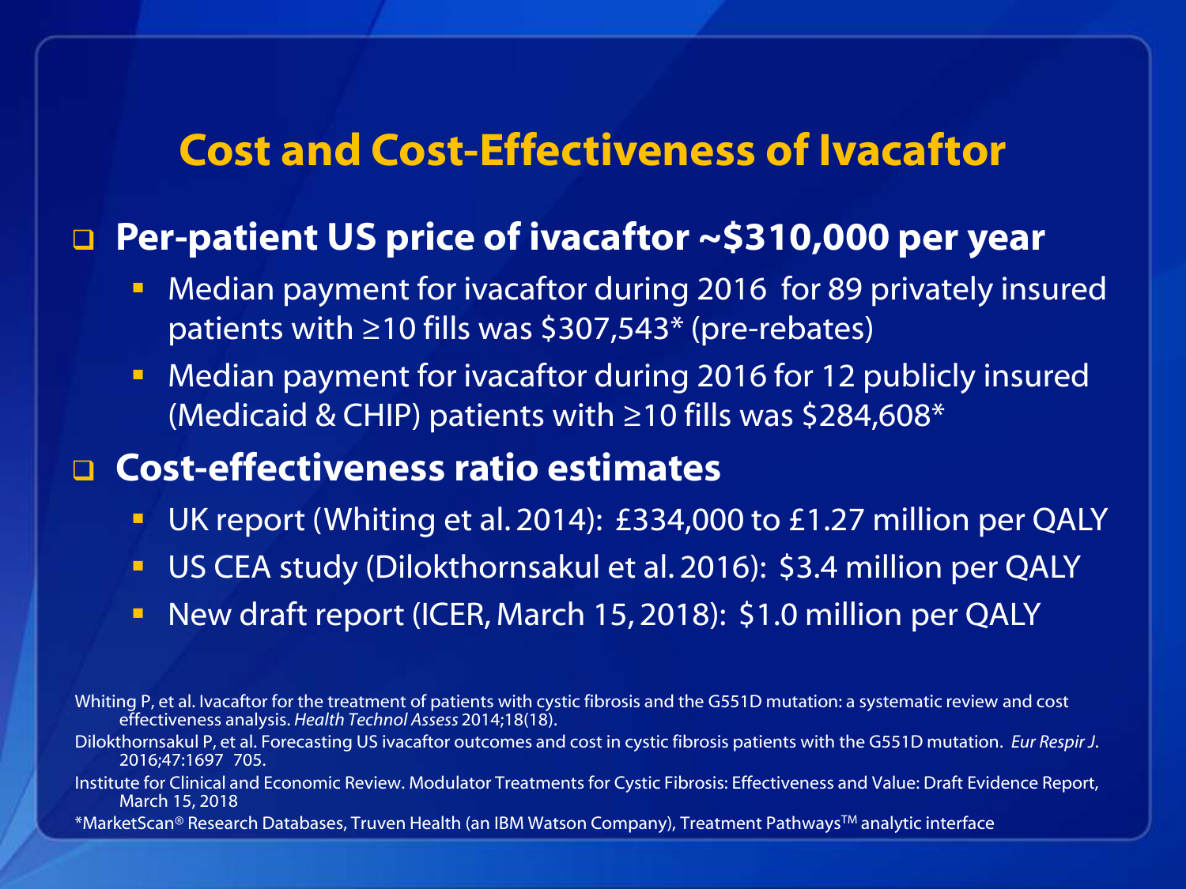# Cost and Cost-Effectiveness of Ivacaftor

- **Per-patient US price of ivacaftor ~$310,000 per year**
  - Median payment for ivacaftor during 2016 for 89 privately insured patients with ≥10 fills was $307,543* (pre-rebates)
  - Median payment for ivacaftor during 2016 for 12 publicly insured (Medicaid & CHIP) patients with ≥10 fills was $284,608*
- **Cost-effectiveness ratio estimates**
  - UK report (Whiting et al. 2014): £334,000 to £1.27 million per QALY
  - US CEA study (Dilokthornsakul et al. 2016): $3.4 million per QALY
  - New draft report (ICER, March 15, 2018): $1.0 million per QALY

Whiting P, et al. Ivacaftor for the treatment of patients with cystic fibrosis and the G551D mutation: a systematic review and cost effectiveness analysis. *Health Technol Assess* 2014;18(18).

Dilokthornsakul P, et al. Forecasting US ivacaftor outcomes and cost in cystic fibrosis patients with the G551D mutation. *Eur Respir J*. 2016;47:1697 705.

Institute for Clinical and Economic Review. Modulator Treatments for Cystic Fibrosis: Effectiveness and Value: Draft Evidence Report, March 15, 2018

*MarketScan® Research Databases, Truven Health (an IBM Watson Company), Treatment Pathways™ analytic interface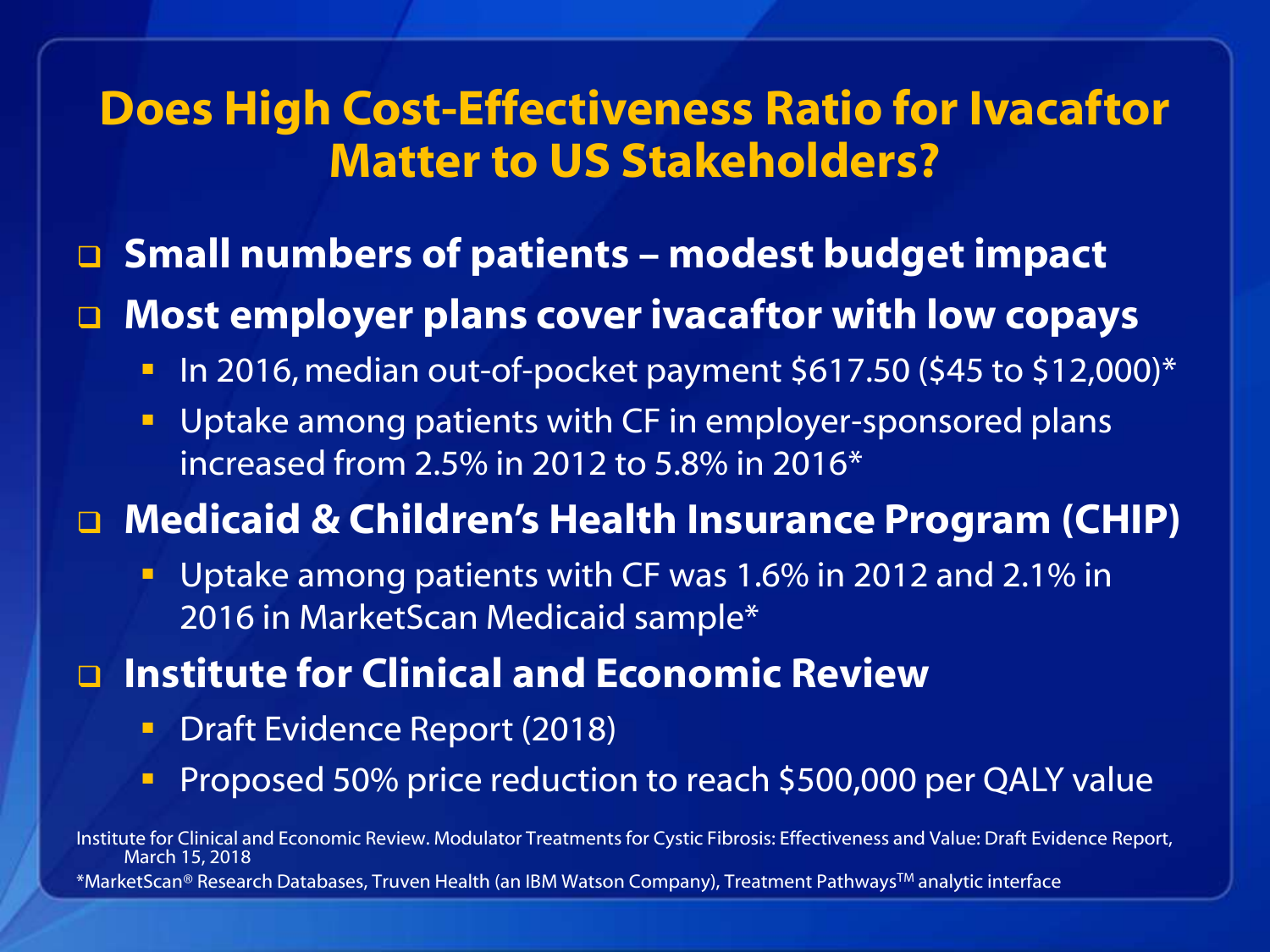# Does High Cost-Effectiveness Ratio for Ivacaftor Matter to US Stakeholders?

- **Small numbers of patients – modest budget impact**
- **Most employer plans cover ivacaftor with low copays**
  - In 2016, median out-of-pocket payment $617.50 ($45 to $12,000)*
  - Uptake among patients with CF in employer-sponsored plans increased from 2.5% in 2012 to 5.8% in 2016*
- **Medicaid & Children's Health Insurance Program (CHIP)**
  - Uptake among patients with CF was 1.6% in 2012 and 2.1% in 2016 in MarketScan Medicaid sample*
- **Institute for Clinical and Economic Review**
  - Draft Evidence Report (2018)
  - Proposed 50% price reduction to reach $500,000 per QALY value

Institute for Clinical and Economic Review. Modulator Treatments for Cystic Fibrosis: Effectiveness and Value: Draft Evidence Report, March 15, 2018

*MarketScan® Research Databases, Truven Health (an IBM Watson Company), Treatment Pathways™ analytic interface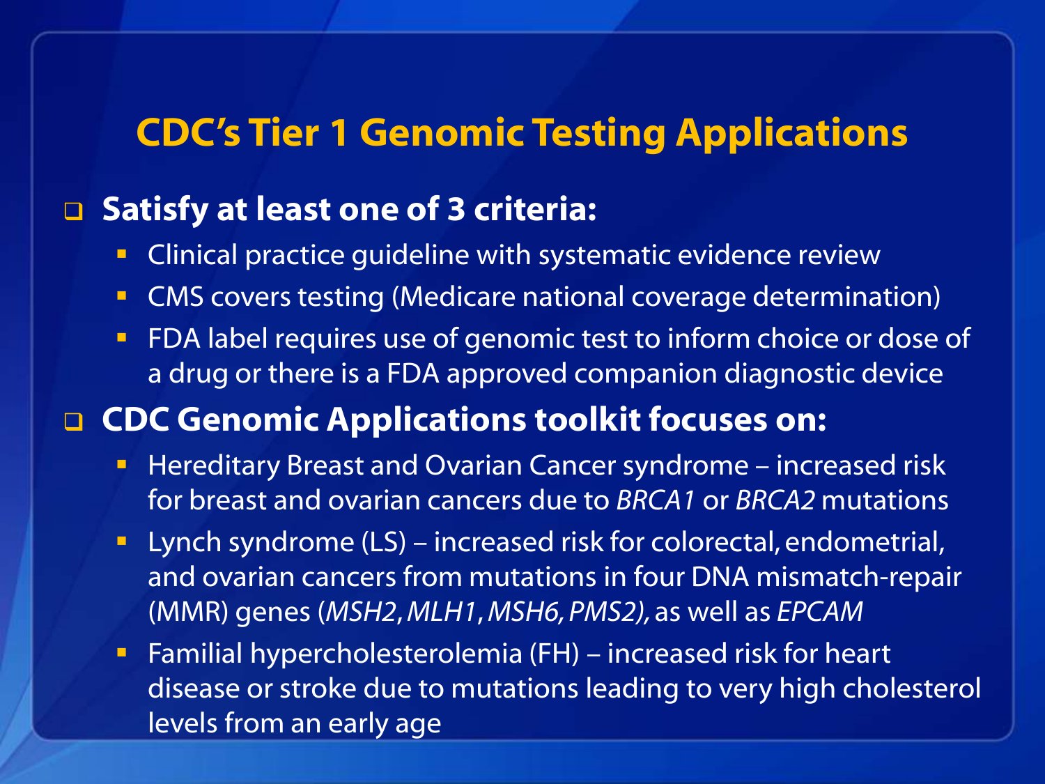# CDC's Tier 1 Genomic Testing Applications

- **Satisfy at least one of 3 criteria:**
  - Clinical practice guideline with systematic evidence review
  - CMS covers testing (Medicare national coverage determination)
  - FDA label requires use of genomic test to inform choice or dose of a drug or there is a FDA approved companion diagnostic device
- **CDC Genomic Applications toolkit focuses on:**
  - Hereditary Breast and Ovarian Cancer syndrome – increased risk for breast and ovarian cancers due to *BRCA1* or *BRCA2* mutations
  - Lynch syndrome (LS) – increased risk for colorectal, endometrial, and ovarian cancers from mutations in four DNA mismatch-repair (MMR) genes (*MSH2*, *MLH1*, *MSH6, PMS2),* as well as *EPCAM*
  - Familial hypercholesterolemia (FH) – increased risk for heart disease or stroke due to mutations leading to very high cholesterol levels from an early age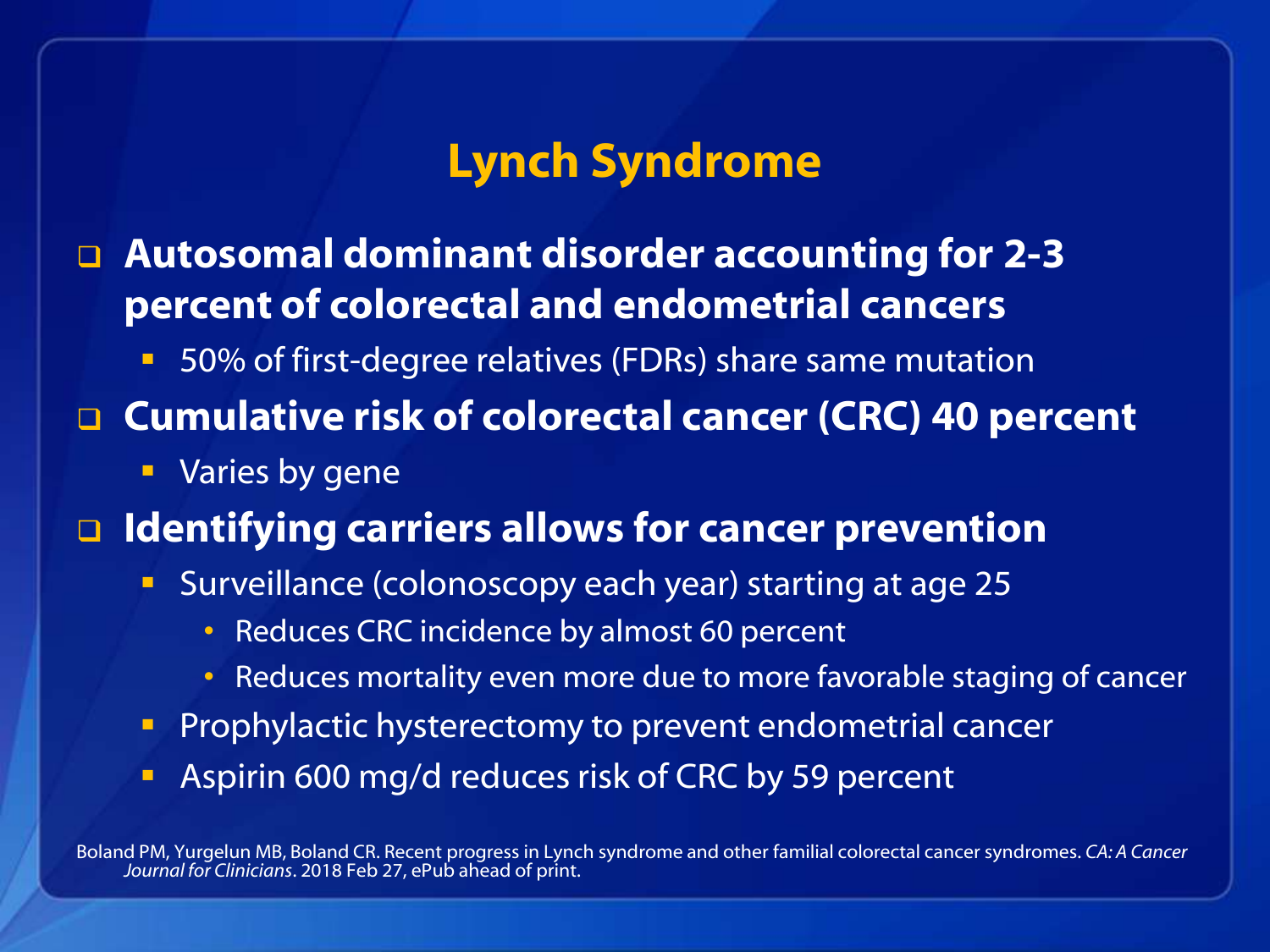# Lynch Syndrome

- **Autosomal dominant disorder accounting for 2-3 percent of colorectal and endometrial cancers**
  - 50% of first-degree relatives (FDRs) share same mutation
- **Cumulative risk of colorectal cancer (CRC) 40 percent**
  - Varies by gene
- **Identifying carriers allows for cancer prevention**
  - Surveillance (colonoscopy each year) starting at age 25
    - Reduces CRC incidence by almost 60 percent
    - Reduces mortality even more due to more favorable staging of cancer
  - Prophylactic hysterectomy to prevent endometrial cancer
  - Aspirin 600 mg/d reduces risk of CRC by 59 percent

Boland PM, Yurgelun MB, Boland CR. Recent progress in Lynch syndrome and other familial colorectal cancer syndromes. *CA: A Cancer Journal for Clinicians*. 2018 Feb 27, ePub ahead of print.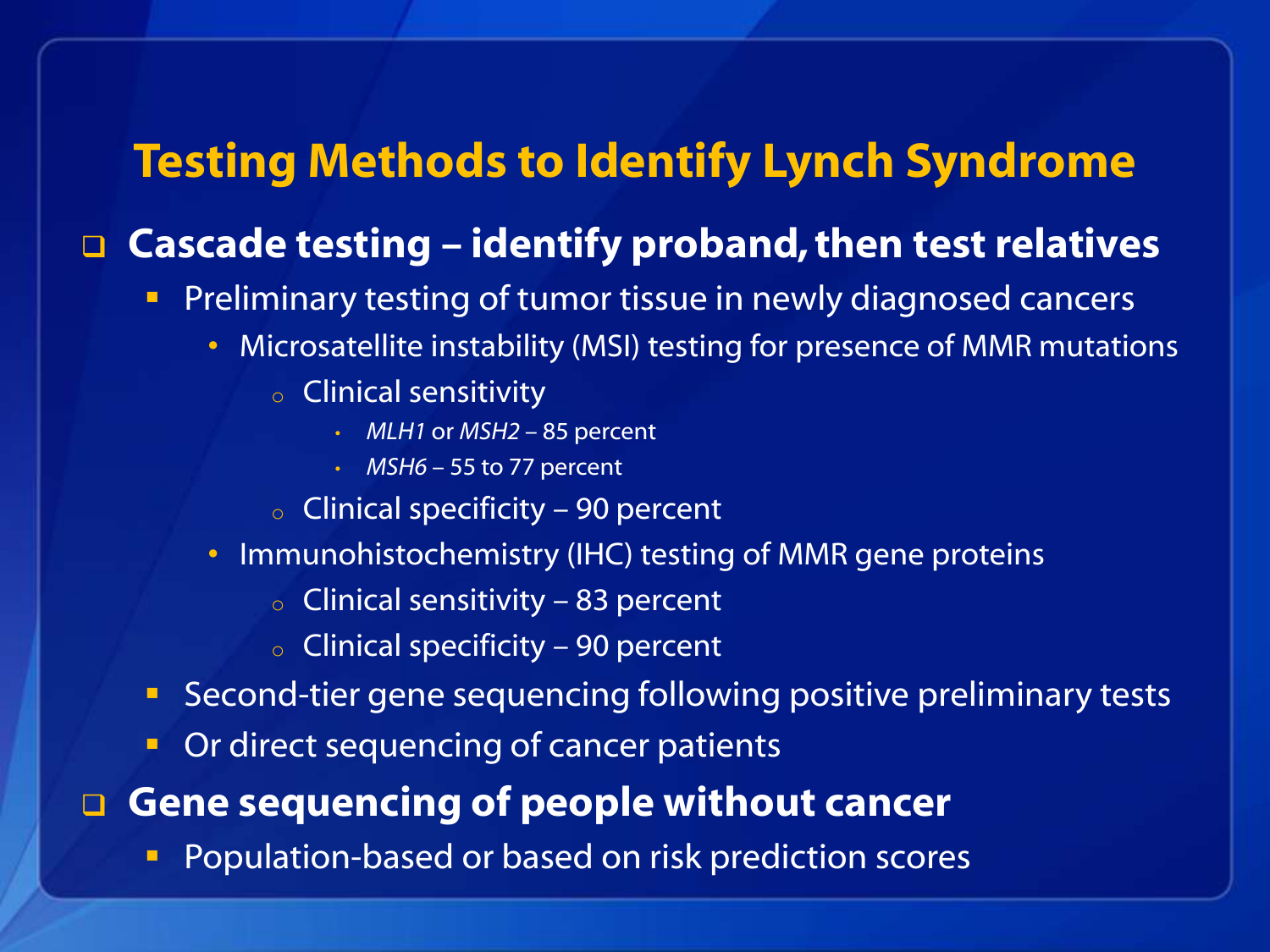# Testing Methods to Identify Lynch Syndrome

- **Cascade testing – identify proband, then test relatives**
  - Preliminary testing of tumor tissue in newly diagnosed cancers
    - Microsatellite instability (MSI) testing for presence of MMR mutations
      - Clinical sensitivity
        - *MLH1* or *MSH2* – 85 percent
        - *MSH6* – 55 to 77 percent
      - Clinical specificity – 90 percent
    - Immunohistochemistry (IHC) testing of MMR gene proteins
      - Clinical sensitivity – 83 percent
      - Clinical specificity – 90 percent
  - Second-tier gene sequencing following positive preliminary tests
  - Or direct sequencing of cancer patients
- **Gene sequencing of people without cancer**
  - Population-based or based on risk prediction scores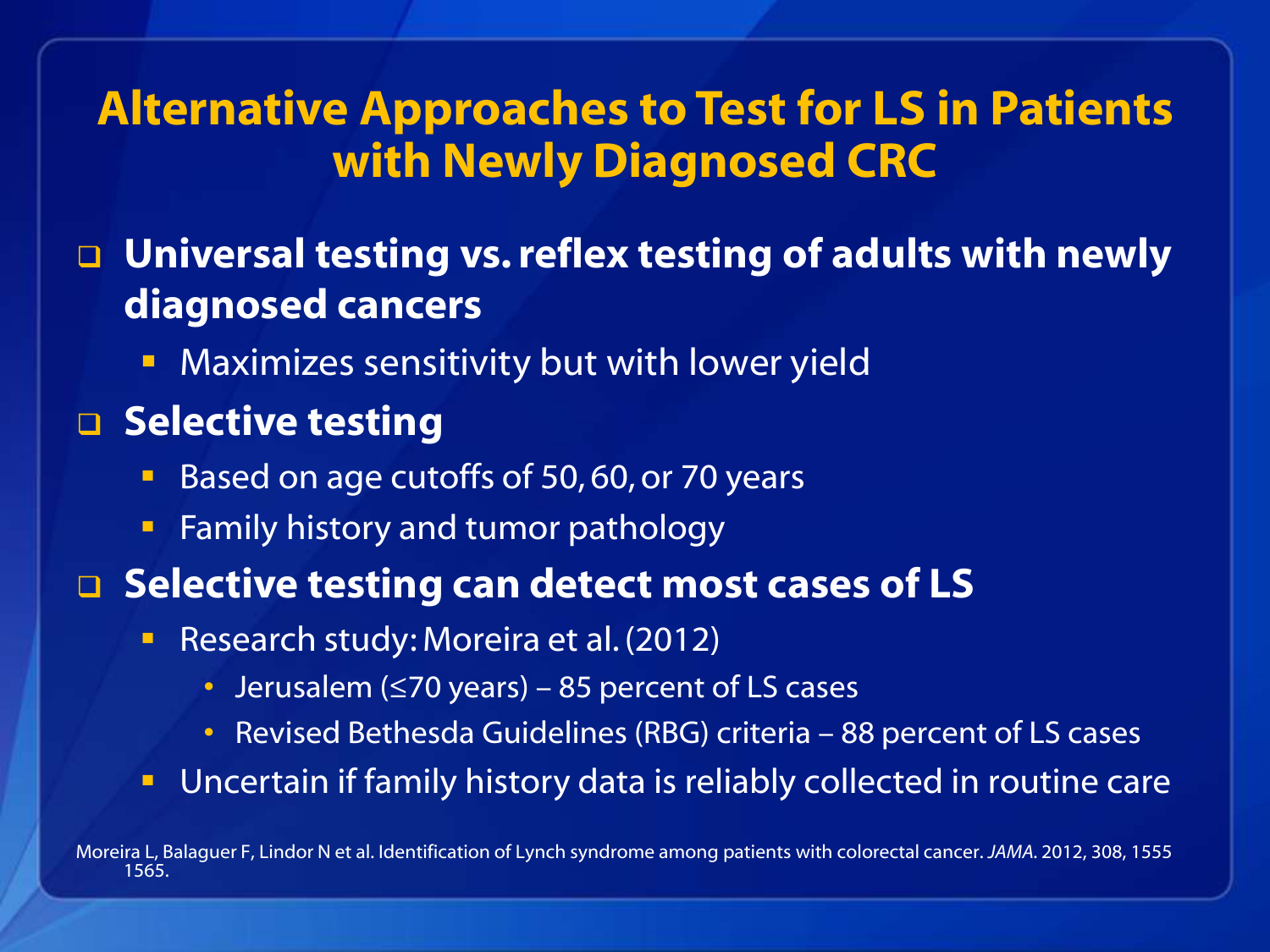# Alternative Approaches to Test for LS in Patients with Newly Diagnosed CRC

- **Universal testing vs. reflex testing of adults with newly diagnosed cancers**
  - Maximizes sensitivity but with lower yield
- **Selective testing**
  - Based on age cutoffs of 50, 60, or 70 years
  - Family history and tumor pathology
- **Selective testing can detect most cases of LS**
  - Research study: Moreira et al. (2012)
    - Jerusalem (≤70 years) – 85 percent of LS cases
    - Revised Bethesda Guidelines (RBG) criteria – 88 percent of LS cases
  - Uncertain if family history data is reliably collected in routine care

Moreira L, Balaguer F, Lindor N et al. Identification of Lynch syndrome among patients with colorectal cancer. *JAMA*. 2012, 308, 1555 1565.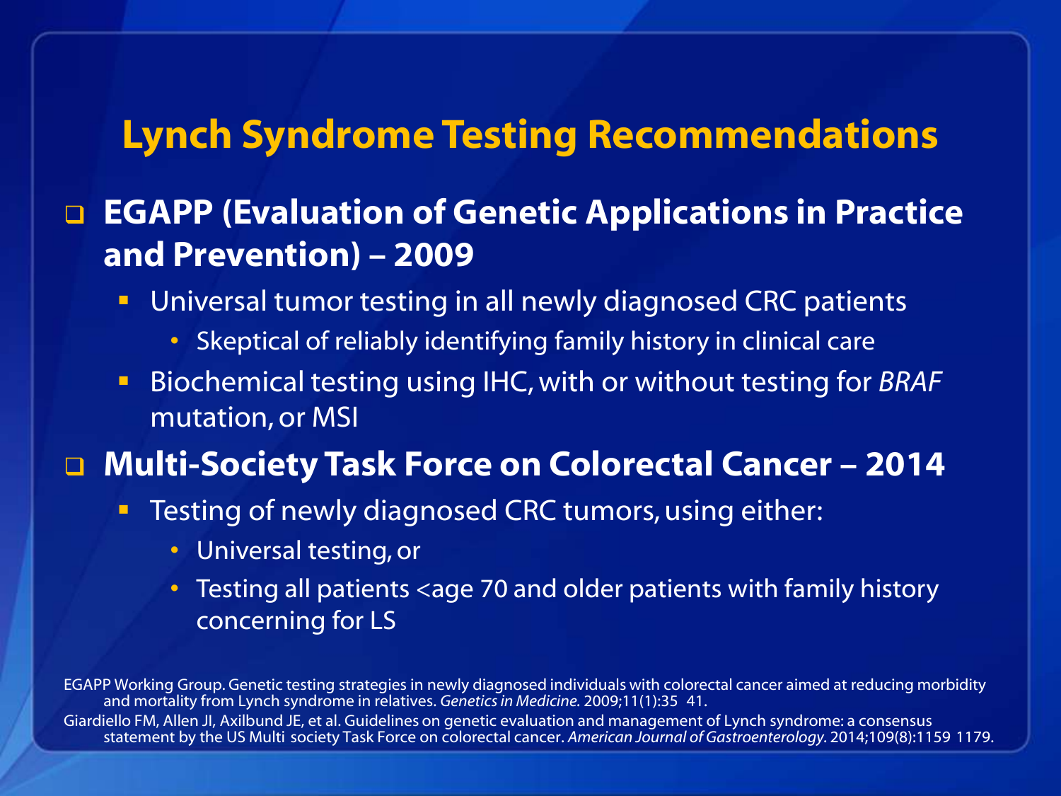# Lynch Syndrome Testing Recommendations

- **EGAPP (Evaluation of Genetic Applications in Practice and Prevention) – 2009**
  - Universal tumor testing in all newly diagnosed CRC patients
    - Skeptical of reliably identifying family history in clinical care
  - Biochemical testing using IHC, with or without testing for *BRAF* mutation, or MSI
- **Multi-Society Task Force on Colorectal Cancer – 2014**
  - Testing of newly diagnosed CRC tumors, using either:
    - Universal testing, or
    - Testing all patients <age 70 and older patients with family history concerning for LS

EGAPP Working Group. Genetic testing strategies in newly diagnosed individuals with colorectal cancer aimed at reducing morbidity and mortality from Lynch syndrome in relatives. *Genetics in Medicine.* 2009;11(1):35 41.

Giardiello FM, Allen JI, Axilbund JE, et al. Guidelines on genetic evaluation and management of Lynch syndrome: a consensus statement by the US Multi society Task Force on colorectal cancer. *American Journal of Gastroenterology.* 2014;109(8):1159 1179.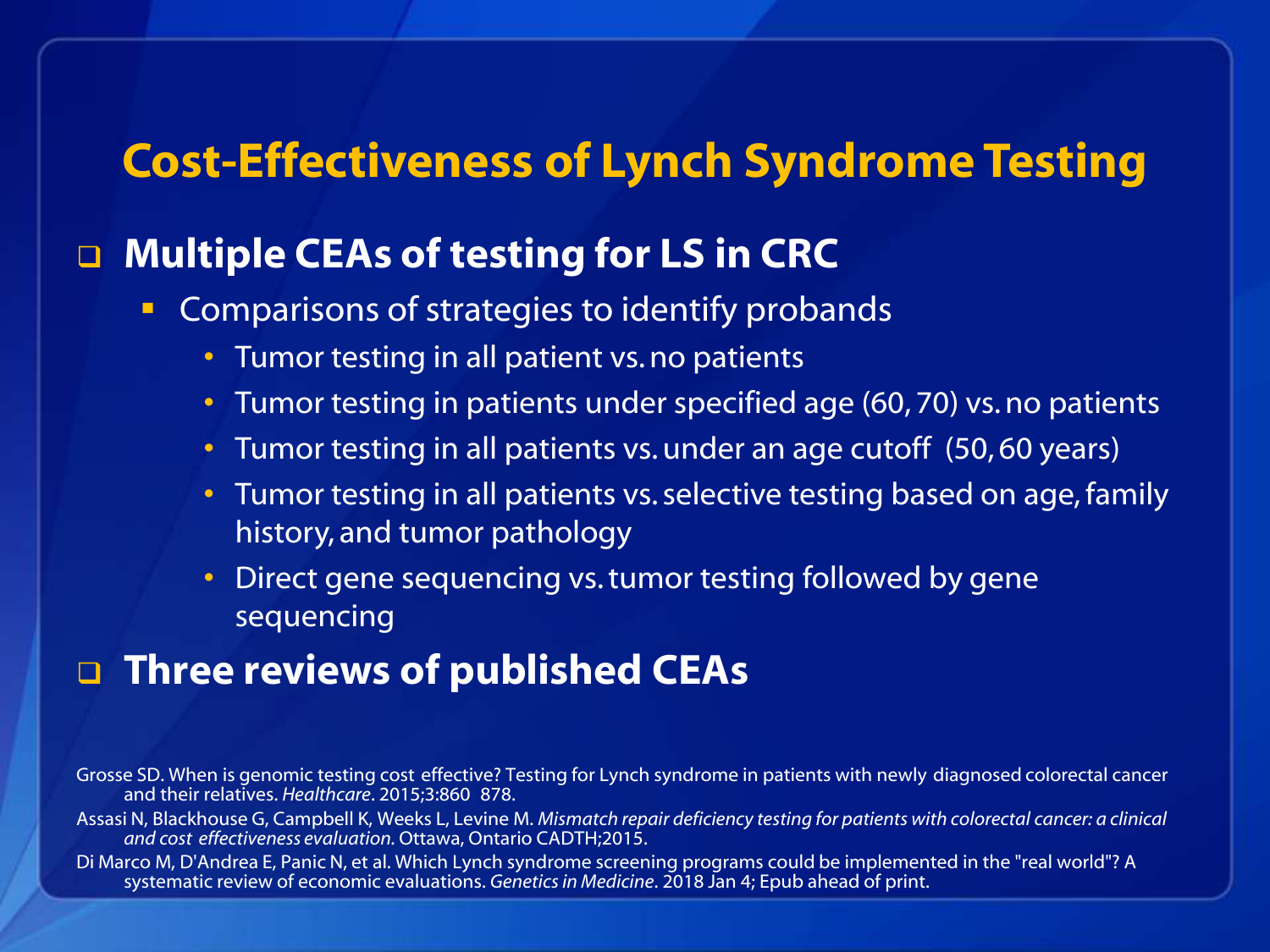# Cost-Effectiveness of Lynch Syndrome Testing

- **Multiple CEAs of testing for LS in CRC**
  - Comparisons of strategies to identify probands
    - Tumor testing in all patient vs. no patients
    - Tumor testing in patients under specified age (60, 70) vs. no patients
    - Tumor testing in all patients vs. under an age cutoff (50, 60 years)
    - Tumor testing in all patients vs. selective testing based on age, family history, and tumor pathology
    - Direct gene sequencing vs. tumor testing followed by gene sequencing
- **Three reviews of published CEAs**

Grosse SD. When is genomic testing cost effective? Testing for Lynch syndrome in patients with newly diagnosed colorectal cancer and their relatives. *Healthcare*. 2015;3:860 878.

Assasi N, Blackhouse G, Campbell K, Weeks L, Levine M. *Mismatch repair deficiency testing for patients with colorectal cancer: a clinical and cost effectiveness evaluation.* Ottawa, Ontario CADTH;2015.

Di Marco M, D'Andrea E, Panic N, et al. Which Lynch syndrome screening programs could be implemented in the "real world"? A systematic review of economic evaluations. *Genetics in Medicine*. 2018 Jan 4; Epub ahead of print.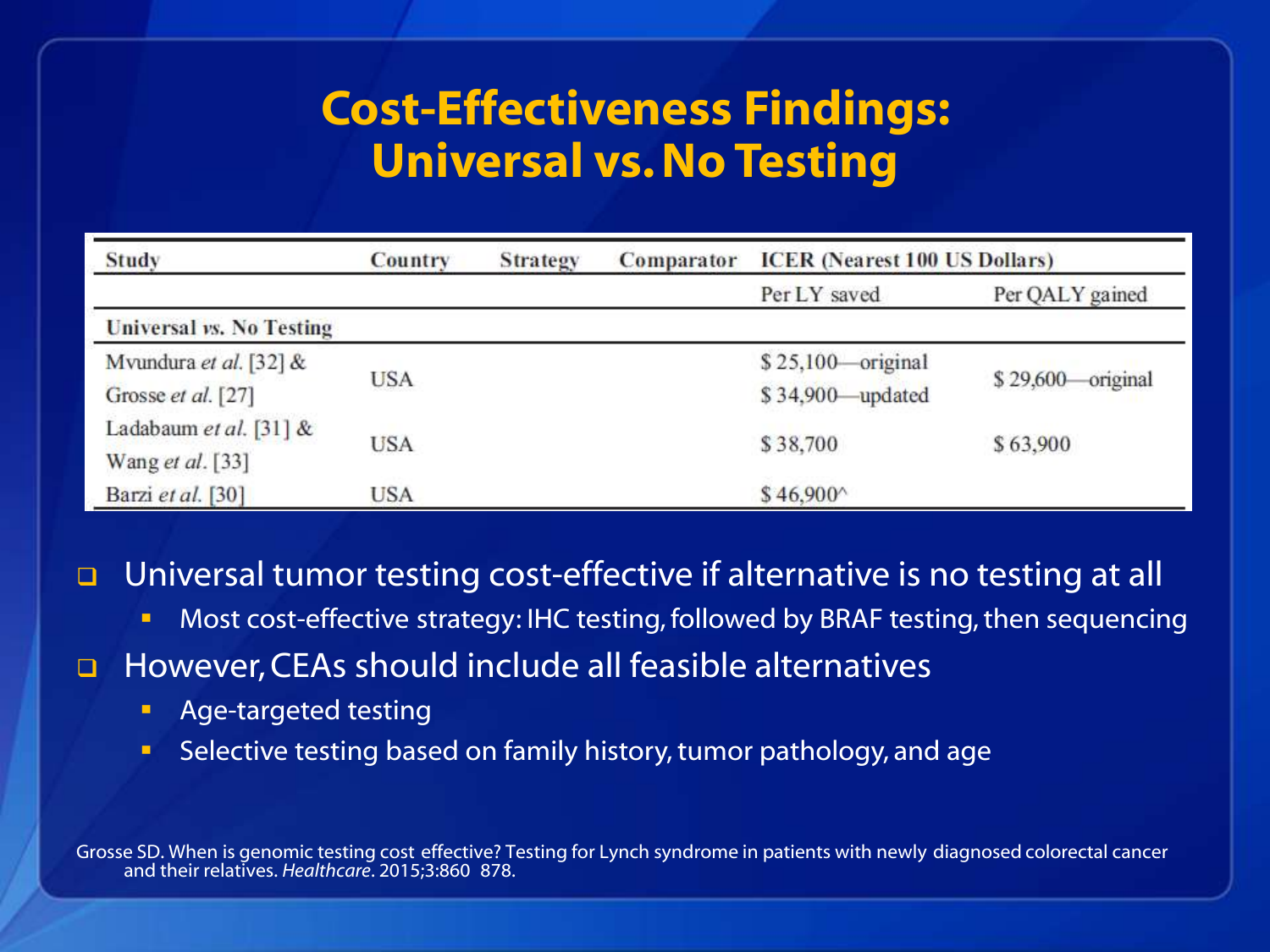# Cost-Effectiveness Findings: Universal vs. No Testing

| Study | Country | Strategy | Comparator | ICER (Nearest 100 US Dollars) | |
|---|---|---|---|---|---|
| | | | | Per LY saved | Per QALY gained |
| **Universal *vs.* No Testing** | | | | | |
| Mvundura *et al.* [32] & Grosse *et al.* [27] | USA | | | $ 25,100—original<br>$ 34,900—updated | $ 29,600—original |
| Ladabaum *et al.* [31] & Wang *et al.* [33] | USA | | | $ 38,700 | $ 63,900 |
| Barzi *et al.* [30] | USA | | | $ 46,900^ | |

- Universal tumor testing cost-effective if alternative is no testing at all
  - Most cost-effective strategy: IHC testing, followed by BRAF testing, then sequencing
- However, CEAs should include all feasible alternatives
  - Age-targeted testing
  - Selective testing based on family history, tumor pathology, and age

Grosse SD. When is genomic testing cost effective? Testing for Lynch syndrome in patients with newly diagnosed colorectal cancer and their relatives. *Healthcare*. 2015;3:860 878.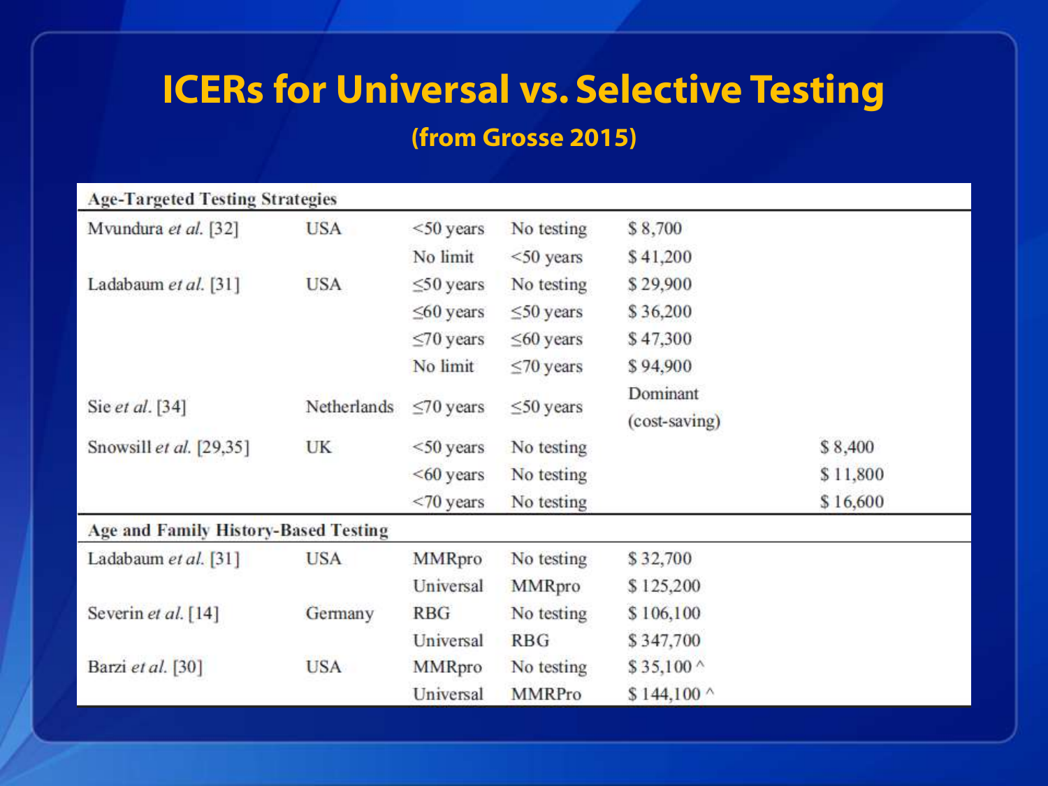# ICERs for Universal vs. Selective Testing

### (from Grosse 2015)

| | | | | | |
|---|---|---|---|---|---|
| **Age-Targeted Testing Strategies** | | | | | |
| Mvundura *et al.* [32] | USA | <50 years | No testing | $ 8,700 | |
| | | No limit | <50 years | $ 41,200 | |
| Ladabaum *et al.* [31] | USA | ≤50 years | No testing | $ 29,900 | |
| | | ≤60 years | ≤50 years | $ 36,200 | |
| | | ≤70 years | ≤60 years | $ 47,300 | |
| | | No limit | ≤70 years | $ 94,900 | |
| Sie *et al.* [34] | Netherlands | ≤70 years | ≤50 years | Dominant (cost-saving) | |
| Snowsill *et al.* [29,35] | UK | <50 years | No testing | | $ 8,400 |
| | | <60 years | No testing | | $ 11,800 |
| | | <70 years | No testing | | $ 16,600 |
| **Age and Family History-Based Testing** | | | | | |
| Ladabaum *et al.* [31] | USA | MMRpro | No testing | $ 32,700 | |
| | | Universal | MMRpro | $ 125,200 | |
| Severin *et al.* [14] | Germany | RBG | No testing | $ 106,100 | |
| | | Universal | RBG | $ 347,700 | |
| Barzi *et al.* [30] | USA | MMRpro | No testing | $ 35,100 ^ | |
| | | Universal | MMRPro | $ 144,100 ^ | |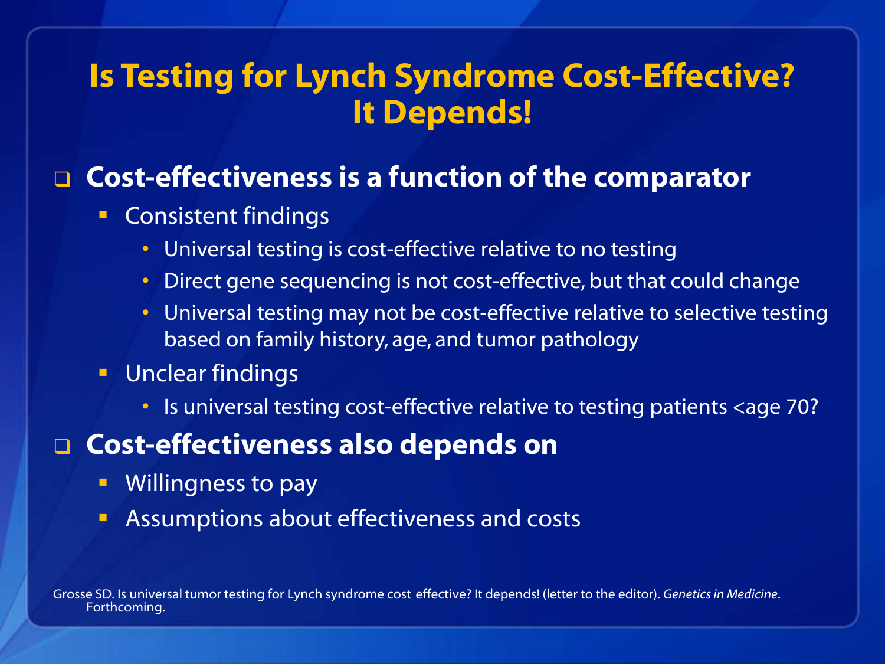# Is Testing for Lynch Syndrome Cost-Effective? It Depends!

- **Cost-effectiveness is a function of the comparator**
  - Consistent findings
    - Universal testing is cost-effective relative to no testing
    - Direct gene sequencing is not cost-effective, but that could change
    - Universal testing may not be cost-effective relative to selective testing based on family history, age, and tumor pathology
  - Unclear findings
    - Is universal testing cost-effective relative to testing patients <age 70?
- **Cost-effectiveness also depends on**
  - Willingness to pay
  - Assumptions about effectiveness and costs

Grosse SD. Is universal tumor testing for Lynch syndrome cost effective? It depends! (letter to the editor). *Genetics in Medicine*. Forthcoming.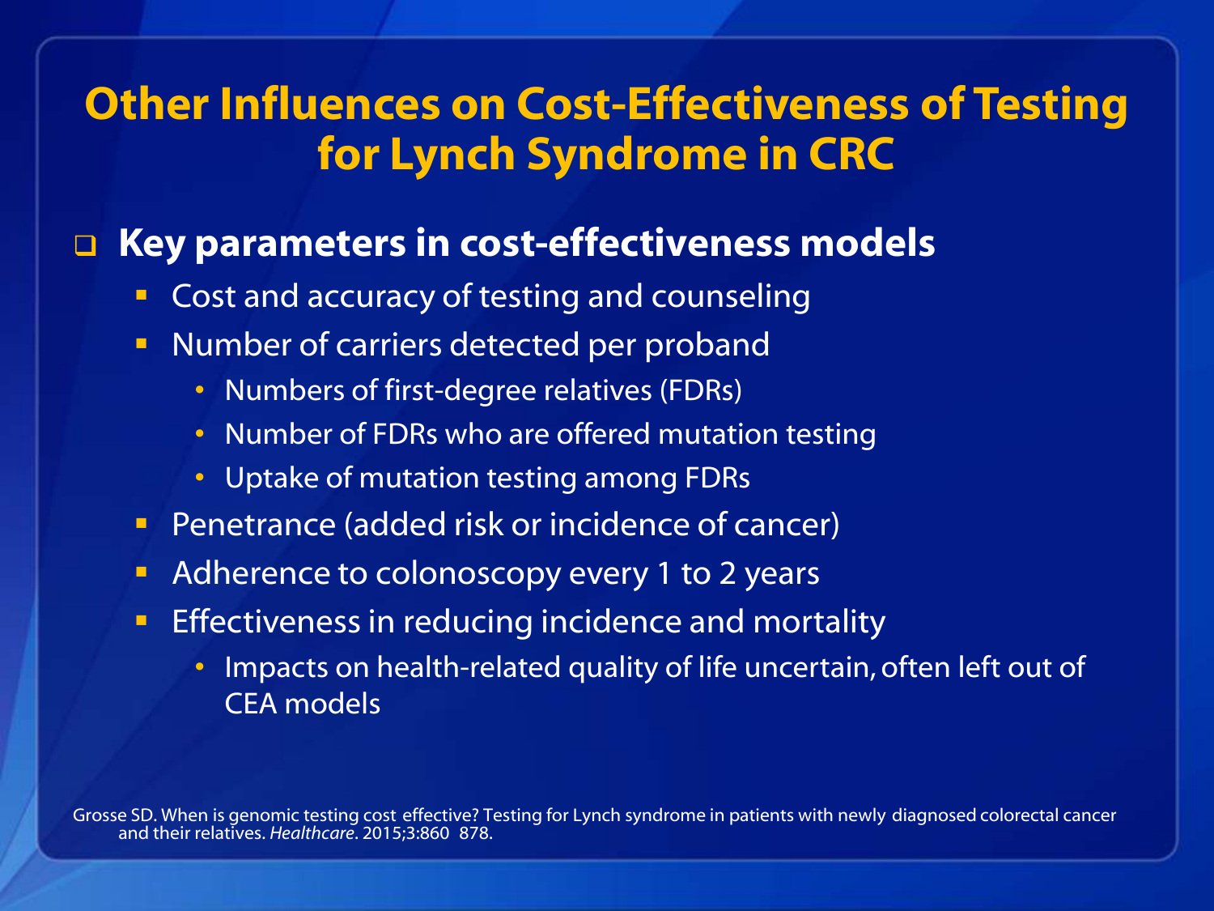# Other Influences on Cost-Effectiveness of Testing for Lynch Syndrome in CRC

- **Key parameters in cost-effectiveness models**
  - Cost and accuracy of testing and counseling
  - Number of carriers detected per proband
    - Numbers of first-degree relatives (FDRs)
    - Number of FDRs who are offered mutation testing
    - Uptake of mutation testing among FDRs
  - Penetrance (added risk or incidence of cancer)
  - Adherence to colonoscopy every 1 to 2 years
  - Effectiveness in reducing incidence and mortality
    - Impacts on health-related quality of life uncertain, often left out of CEA models

Grosse SD. When is genomic testing cost effective? Testing for Lynch syndrome in patients with newly diagnosed colorectal cancer and their relatives. *Healthcare*. 2015;3:860 878.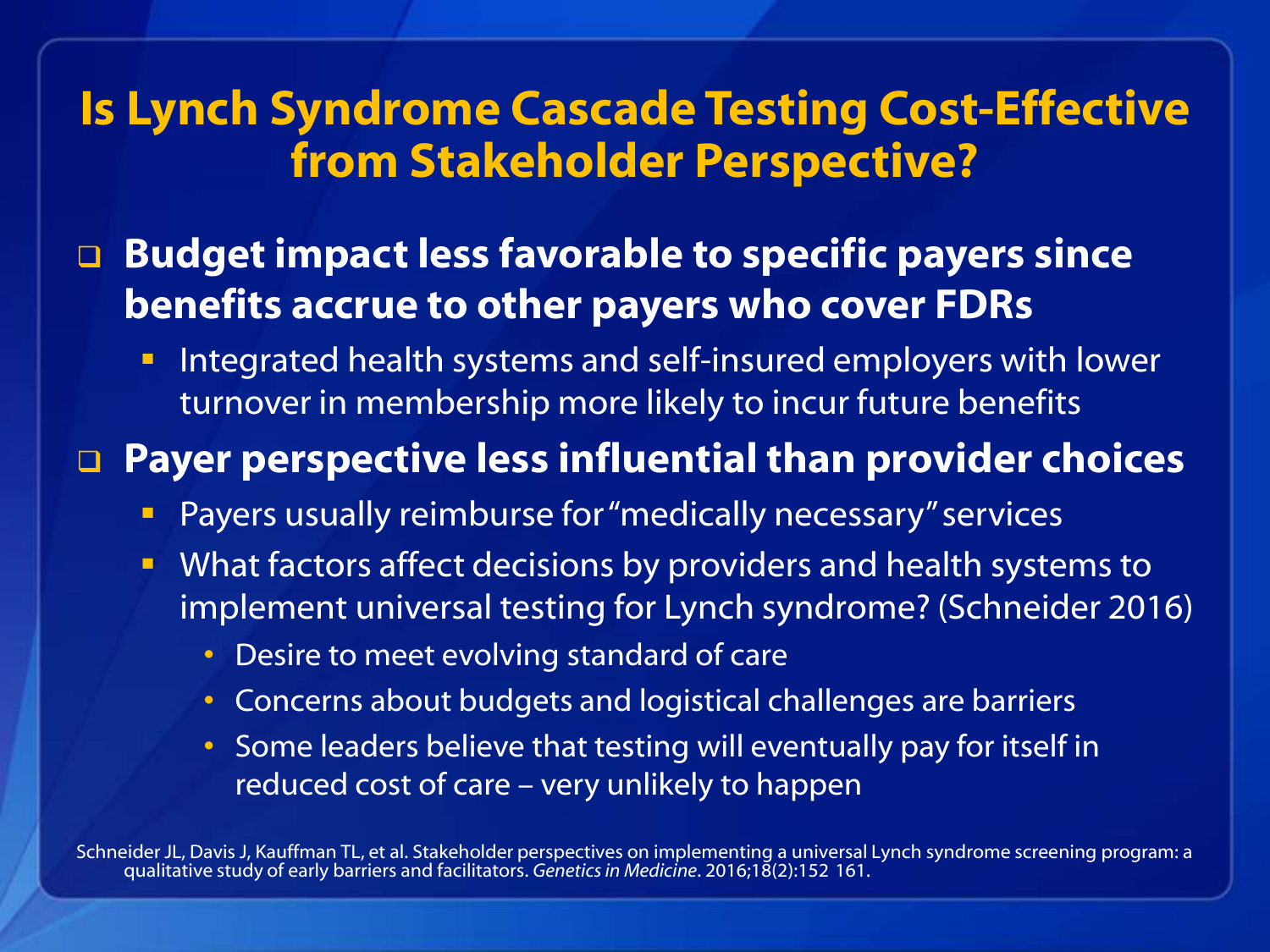# Is Lynch Syndrome Cascade Testing Cost-Effective from Stakeholder Perspective?

- **Budget impact less favorable to specific payers since benefits accrue to other payers who cover FDRs**
  - Integrated health systems and self-insured employers with lower turnover in membership more likely to incur future benefits
- **Payer perspective less influential than provider choices**
  - Payers usually reimburse for "medically necessary" services
  - What factors affect decisions by providers and health systems to implement universal testing for Lynch syndrome? (Schneider 2016)
    - Desire to meet evolving standard of care
    - Concerns about budgets and logistical challenges are barriers
    - Some leaders believe that testing will eventually pay for itself in reduced cost of care – very unlikely to happen

Schneider JL, Davis J, Kauffman TL, et al. Stakeholder perspectives on implementing a universal Lynch syndrome screening program: a qualitative study of early barriers and facilitators. *Genetics in Medicine*. 2016;18(2):152 161.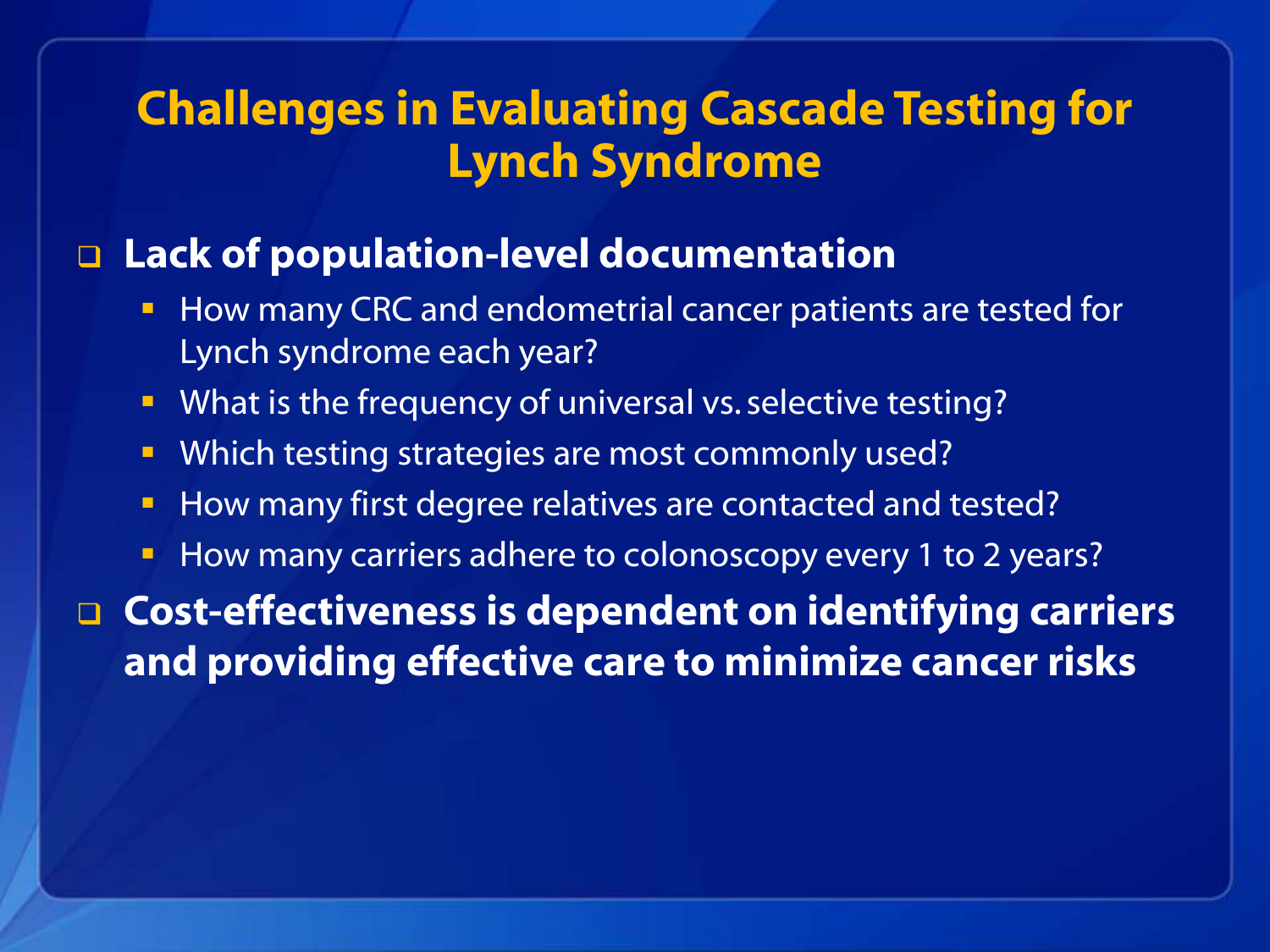# Challenges in Evaluating Cascade Testing for Lynch Syndrome

- **Lack of population-level documentation**
  - How many CRC and endometrial cancer patients are tested for Lynch syndrome each year?
  - What is the frequency of universal vs. selective testing?
  - Which testing strategies are most commonly used?
  - How many first degree relatives are contacted and tested?
  - How many carriers adhere to colonoscopy every 1 to 2 years?
- **Cost-effectiveness is dependent on identifying carriers and providing effective care to minimize cancer risks**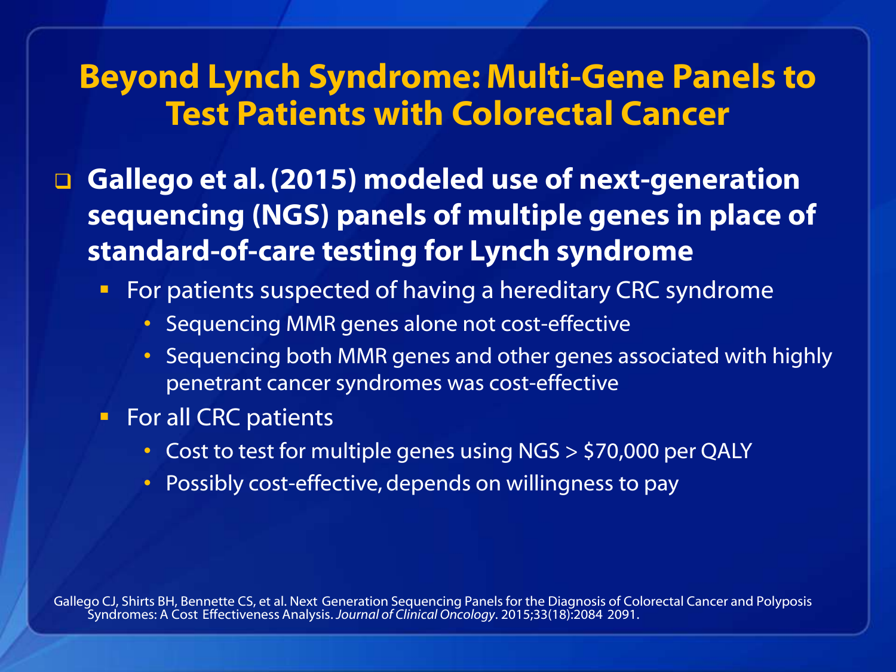# Beyond Lynch Syndrome: Multi-Gene Panels to Test Patients with Colorectal Cancer

- **Gallego et al. (2015) modeled use of next-generation sequencing (NGS) panels of multiple genes in place of standard-of-care testing for Lynch syndrome**
  - For patients suspected of having a hereditary CRC syndrome
    - Sequencing MMR genes alone not cost-effective
    - Sequencing both MMR genes and other genes associated with highly penetrant cancer syndromes was cost-effective
  - For all CRC patients
    - Cost to test for multiple genes using NGS > $70,000 per QALY
    - Possibly cost-effective, depends on willingness to pay

Gallego CJ, Shirts BH, Bennette CS, et al. Next Generation Sequencing Panels for the Diagnosis of Colorectal Cancer and Polyposis Syndromes: A Cost Effectiveness Analysis. *Journal of Clinical Oncology*. 2015;33(18):2084 2091.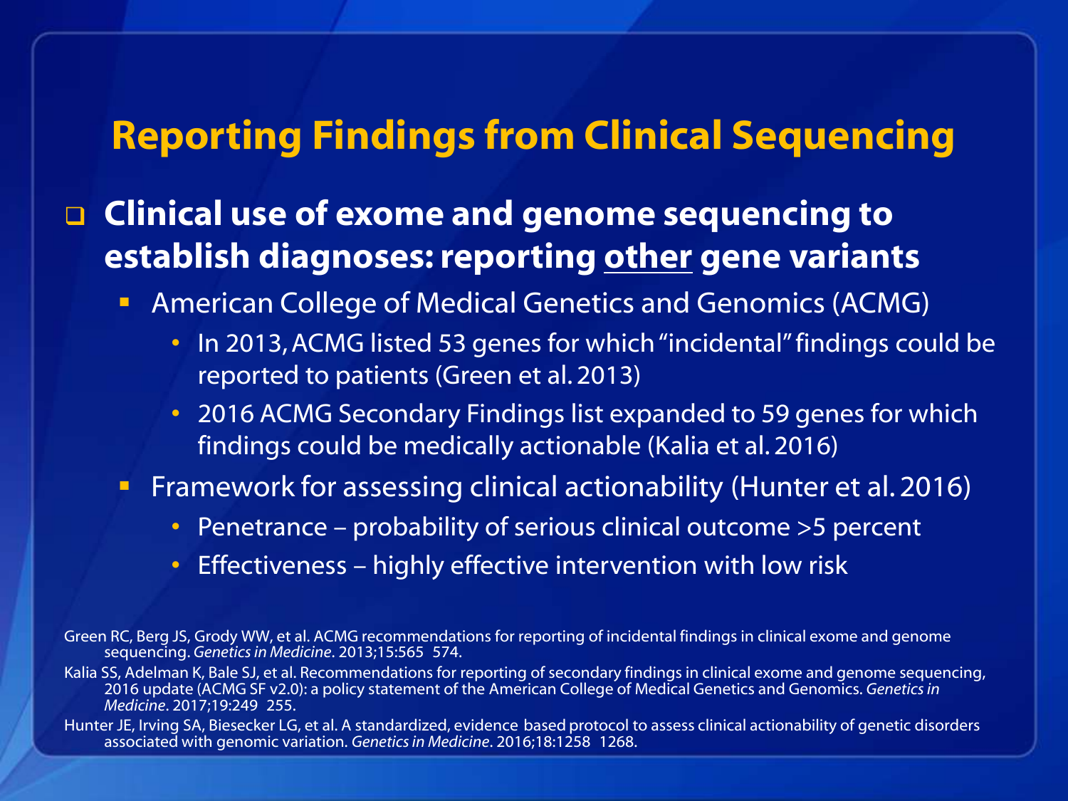# Reporting Findings from Clinical Sequencing

- **Clinical use of exome and genome sequencing to establish diagnoses: reporting <u>other</u> gene variants**
  - American College of Medical Genetics and Genomics (ACMG)
    - In 2013, ACMG listed 53 genes for which "incidental" findings could be reported to patients (Green et al. 2013)
    - 2016 ACMG Secondary Findings list expanded to 59 genes for which findings could be medically actionable (Kalia et al. 2016)
  - Framework for assessing clinical actionability (Hunter et al. 2016)
    - Penetrance – probability of serious clinical outcome >5 percent
    - Effectiveness – highly effective intervention with low risk

Green RC, Berg JS, Grody WW, et al. ACMG recommendations for reporting of incidental findings in clinical exome and genome sequencing. *Genetics in Medicine*. 2013;15:565 574.

Kalia SS, Adelman K, Bale SJ, et al. Recommendations for reporting of secondary findings in clinical exome and genome sequencing, 2016 update (ACMG SF v2.0): a policy statement of the American College of Medical Genetics and Genomics. *Genetics in Medicine*. 2017;19:249 255.

Hunter JE, Irving SA, Biesecker LG, et al. A standardized, evidence based protocol to assess clinical actionability of genetic disorders associated with genomic variation. *Genetics in Medicine*. 2016;18:1258 1268.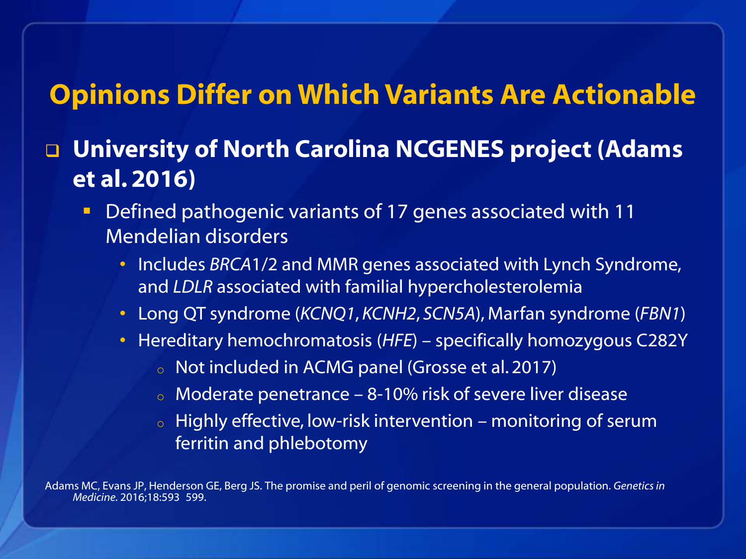# Opinions Differ on Which Variants Are Actionable

- **University of North Carolina NCGENES project (Adams et al. 2016)**
  - Defined pathogenic variants of 17 genes associated with 11 Mendelian disorders
    - Includes *BRCA*1/2 and MMR genes associated with Lynch Syndrome, and *LDLR* associated with familial hypercholesterolemia
    - Long QT syndrome (*KCNQ1*, *KCNH2*, *SCN5A*), Marfan syndrome (*FBN1*)
    - Hereditary hemochromatosis (*HFE*) – specifically homozygous C282Y
      - Not included in ACMG panel (Grosse et al. 2017)
      - Moderate penetrance – 8-10% risk of severe liver disease
      - Highly effective, low-risk intervention – monitoring of serum ferritin and phlebotomy

Adams MC, Evans JP, Henderson GE, Berg JS. The promise and peril of genomic screening in the general population. *Genetics in Medicine*. 2016;18:593 599.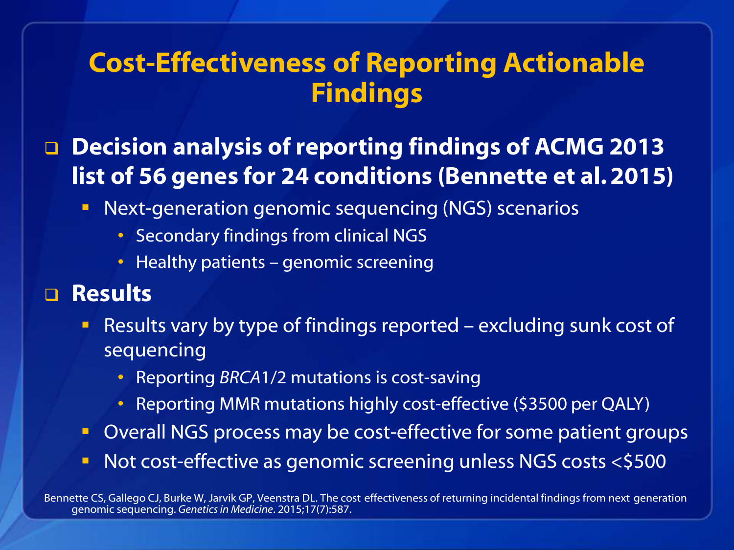# Cost-Effectiveness of Reporting Actionable Findings

- **Decision analysis of reporting findings of ACMG 2013 list of 56 genes for 24 conditions (Bennette et al. 2015)**
  - Next-generation genomic sequencing (NGS) scenarios
    - Secondary findings from clinical NGS
    - Healthy patients – genomic screening
- **Results**
  - Results vary by type of findings reported – excluding sunk cost of sequencing
    - Reporting *BRCA*1/2 mutations is cost-saving
    - Reporting MMR mutations highly cost-effective ($3500 per QALY)
  - Overall NGS process may be cost-effective for some patient groups
  - Not cost-effective as genomic screening unless NGS costs <$500

Bennette CS, Gallego CJ, Burke W, Jarvik GP, Veenstra DL. The cost effectiveness of returning incidental findings from next generation genomic sequencing. *Genetics in Medicine*. 2015;17(7):587.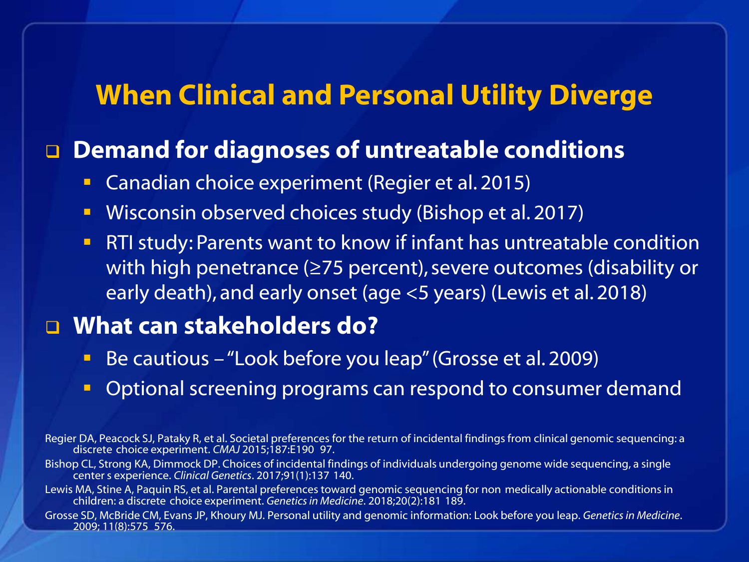# When Clinical and Personal Utility Diverge

- **Demand for diagnoses of untreatable conditions**
  - Canadian choice experiment (Regier et al. 2015)
  - Wisconsin observed choices study (Bishop et al. 2017)
  - RTI study: Parents want to know if infant has untreatable condition with high penetrance (≥75 percent), severe outcomes (disability or early death), and early onset (age <5 years) (Lewis et al. 2018)
- **What can stakeholders do?**
  - Be cautious – "Look before you leap" (Grosse et al. 2009)
  - Optional screening programs can respond to consumer demand

Regier DA, Peacock SJ, Pataky R, et al. Societal preferences for the return of incidental findings from clinical genomic sequencing: a discrete choice experiment. *CMAJ* 2015;187:E190 97.

Bishop CL, Strong KA, Dimmock DP. Choices of incidental findings of individuals undergoing genome wide sequencing, a single center s experience. *Clinical Genetics*. 2017;91(1):137 140.

Lewis MA, Stine A, Paquin RS, et al. Parental preferences toward genomic sequencing for non medically actionable conditions in children: a discrete choice experiment. *Genetics in Medicine*. 2018;20(2):181 189.

Grosse SD, McBride CM, Evans JP, Khoury MJ. Personal utility and genomic information: Look before you leap. *Genetics in Medicine*. 2009; 11(8):575 576.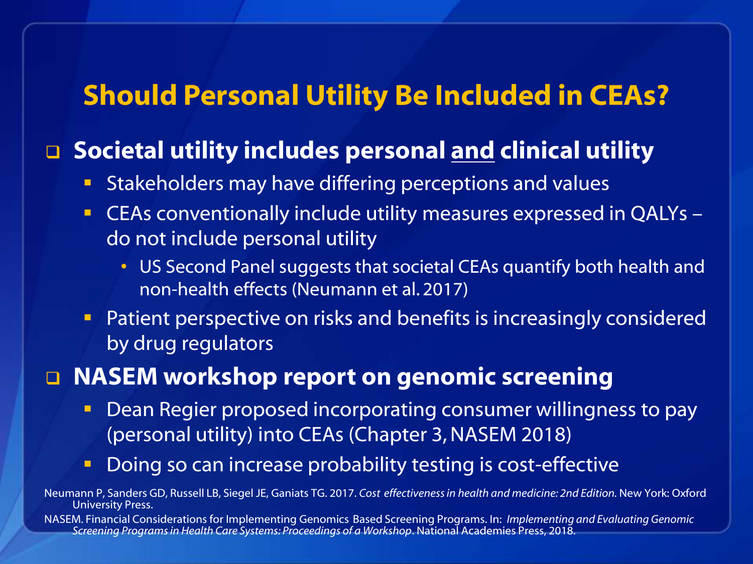# Should Personal Utility Be Included in CEAs?

- **Societal utility includes personal <u>and</u> clinical utility**
  - Stakeholders may have differing perceptions and values
  - CEAs conventionally include utility measures expressed in QALYs – do not include personal utility
    - US Second Panel suggests that societal CEAs quantify both health and non-health effects (Neumann et al. 2017)
  - Patient perspective on risks and benefits is increasingly considered by drug regulators
- **NASEM workshop report on genomic screening**
  - Dean Regier proposed incorporating consumer willingness to pay (personal utility) into CEAs (Chapter 3, NASEM 2018)
  - Doing so can increase probability testing is cost-effective

Neumann P, Sanders GD, Russell LB, Siegel JE, Ganiats TG. 2017. *Cost effectiveness in health and medicine: 2nd Edition.* New York: Oxford University Press.

NASEM. Financial Considerations for Implementing Genomics Based Screening Programs. In: *Implementing and Evaluating Genomic Screening Programs in Health Care Systems: Proceedings of a Workshop*. National Academies Press, 2018.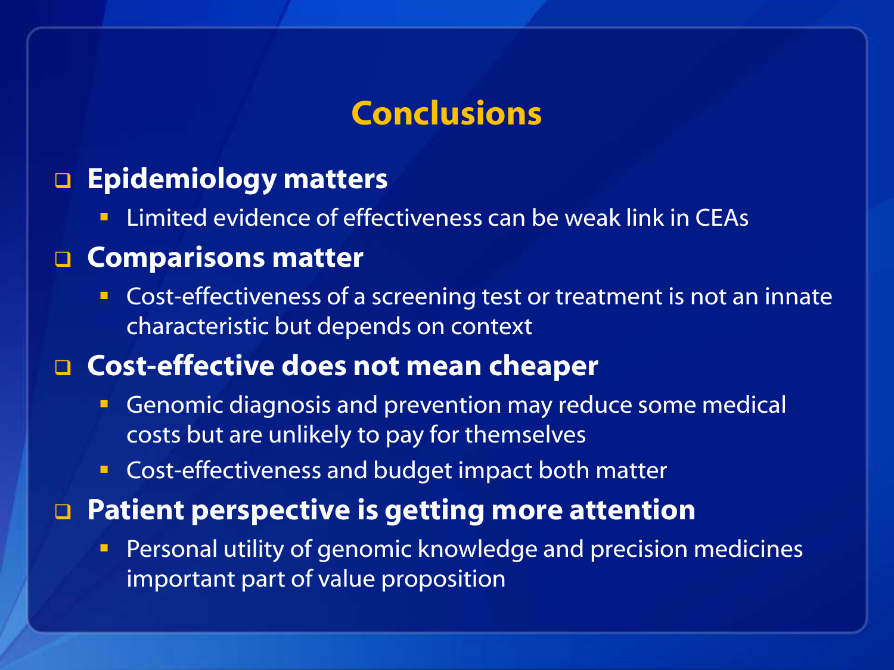# Conclusions

- **Epidemiology matters**
  - Limited evidence of effectiveness can be weak link in CEAs
- **Comparisons matter**
  - Cost-effectiveness of a screening test or treatment is not an innate characteristic but depends on context
- **Cost-effective does not mean cheaper**
  - Genomic diagnosis and prevention may reduce some medical costs but are unlikely to pay for themselves
  - Cost-effectiveness and budget impact both matter
- **Patient perspective is getting more attention**
  - Personal utility of genomic knowledge and precision medicines important part of value proposition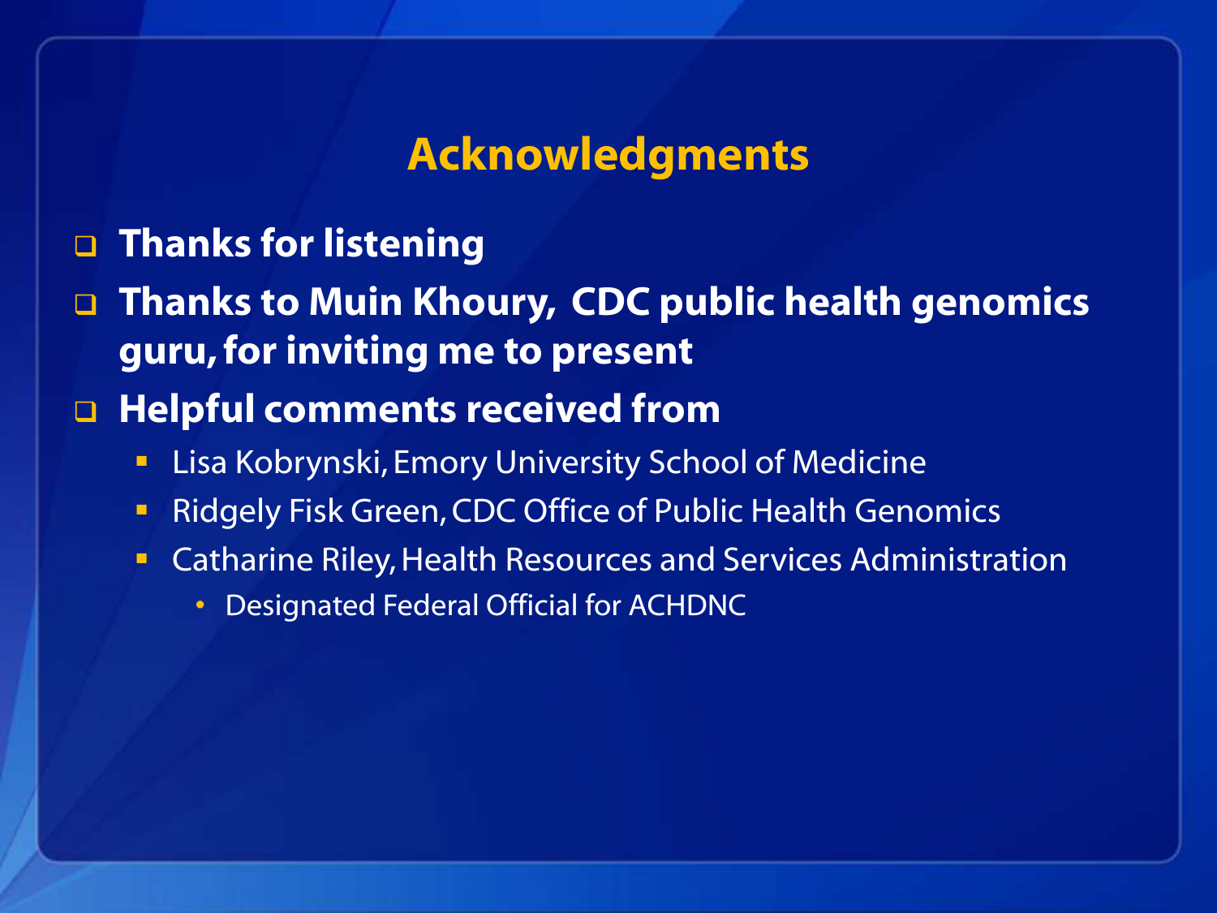# Acknowledgments

- **Thanks for listening**
- **Thanks to Muin Khoury, CDC public health genomics guru, for inviting me to present**
- **Helpful comments received from**
  - Lisa Kobrynski, Emory University School of Medicine
  - Ridgely Fisk Green, CDC Office of Public Health Genomics
  - Catharine Riley, Health Resources and Services Administration
    - Designated Federal Official for ACHDNC